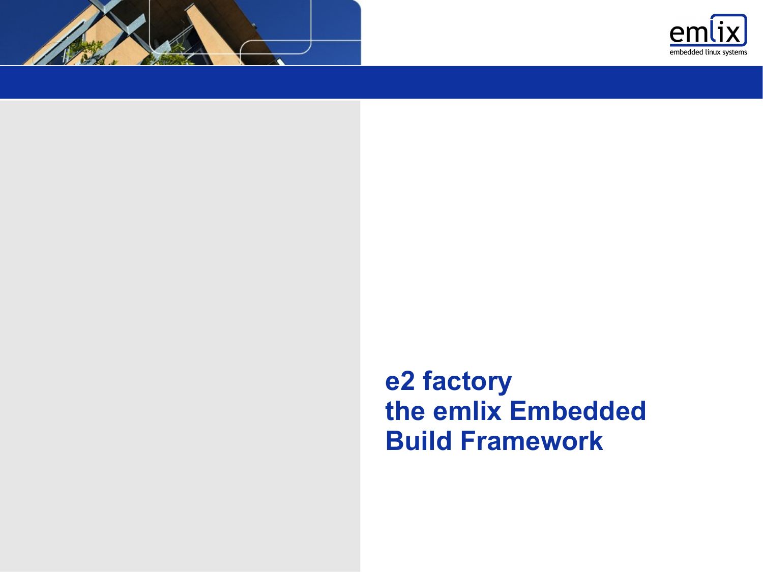# e2 factory
# the emlix Embedded Build Framework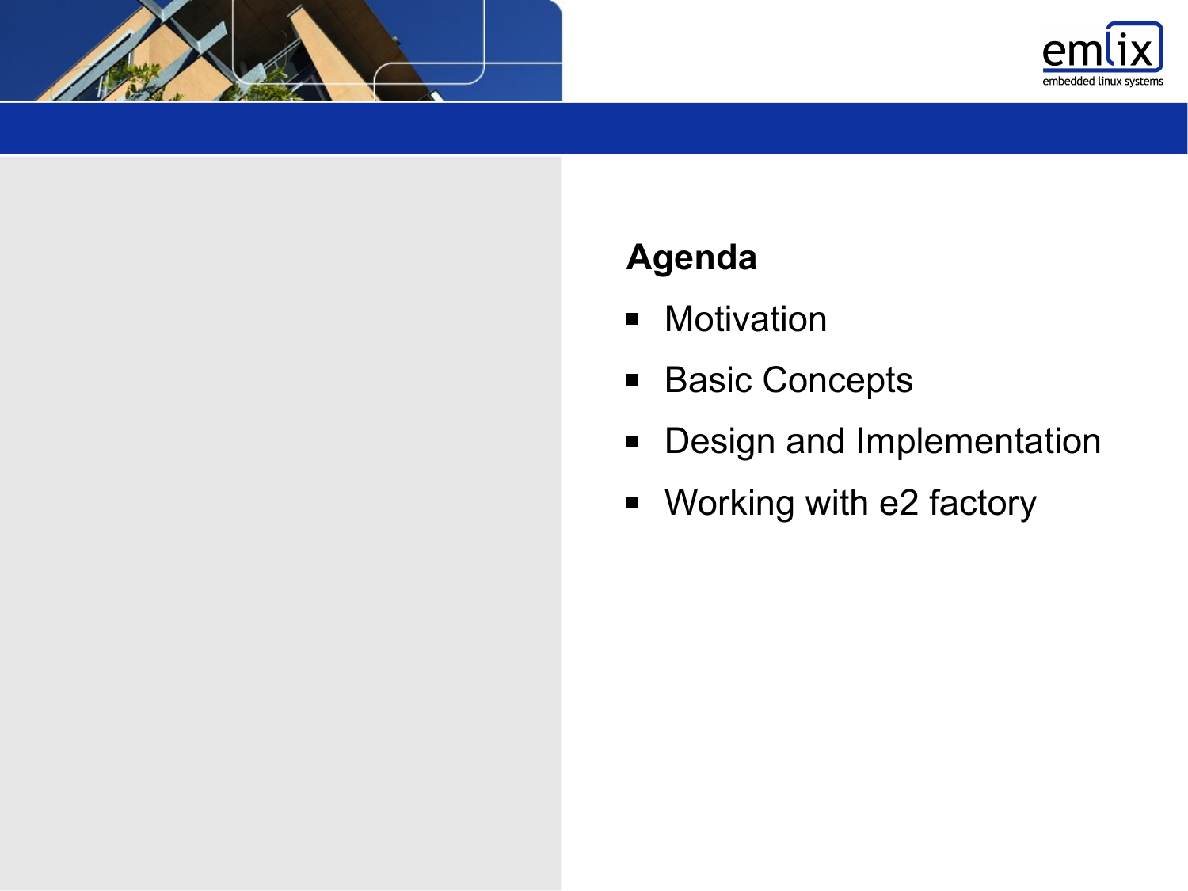## Agenda

- Motivation
- Basic Concepts
- Design and Implementation
- Working with e2 factory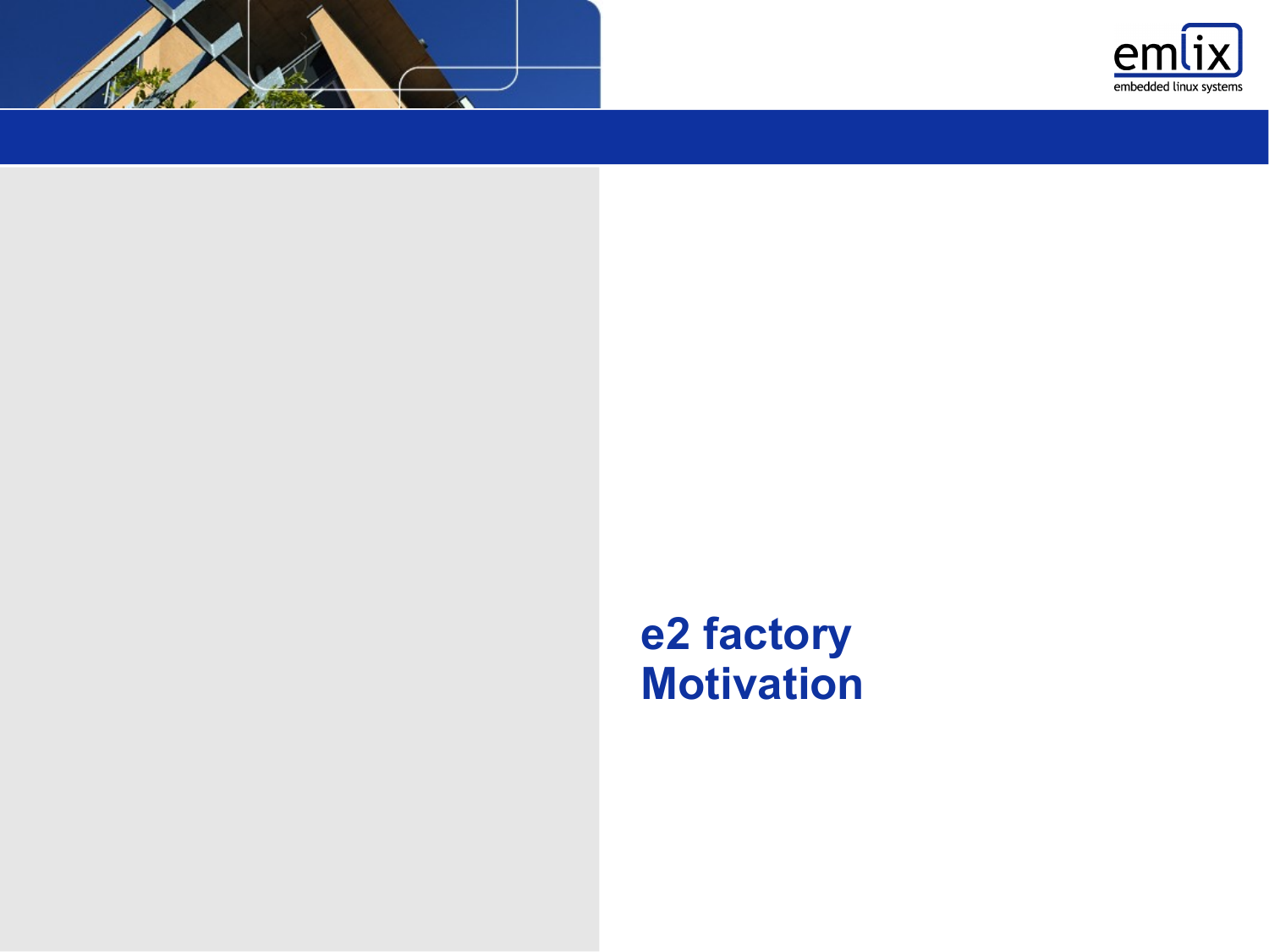# e2 factory
# Motivation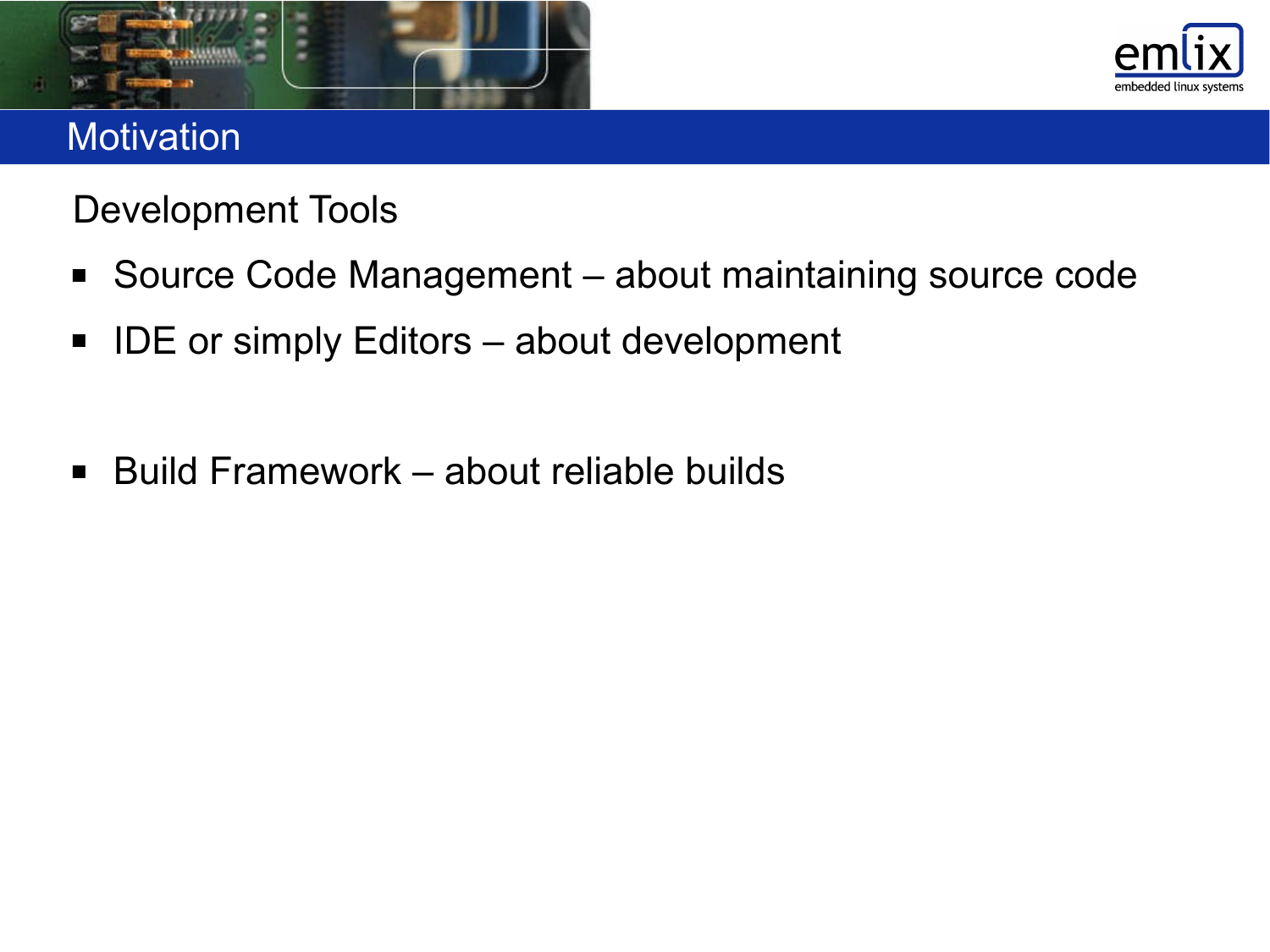# Motivation

Development Tools

- Source Code Management – about maintaining source code
- IDE or simply Editors – about development

- Build Framework – about reliable builds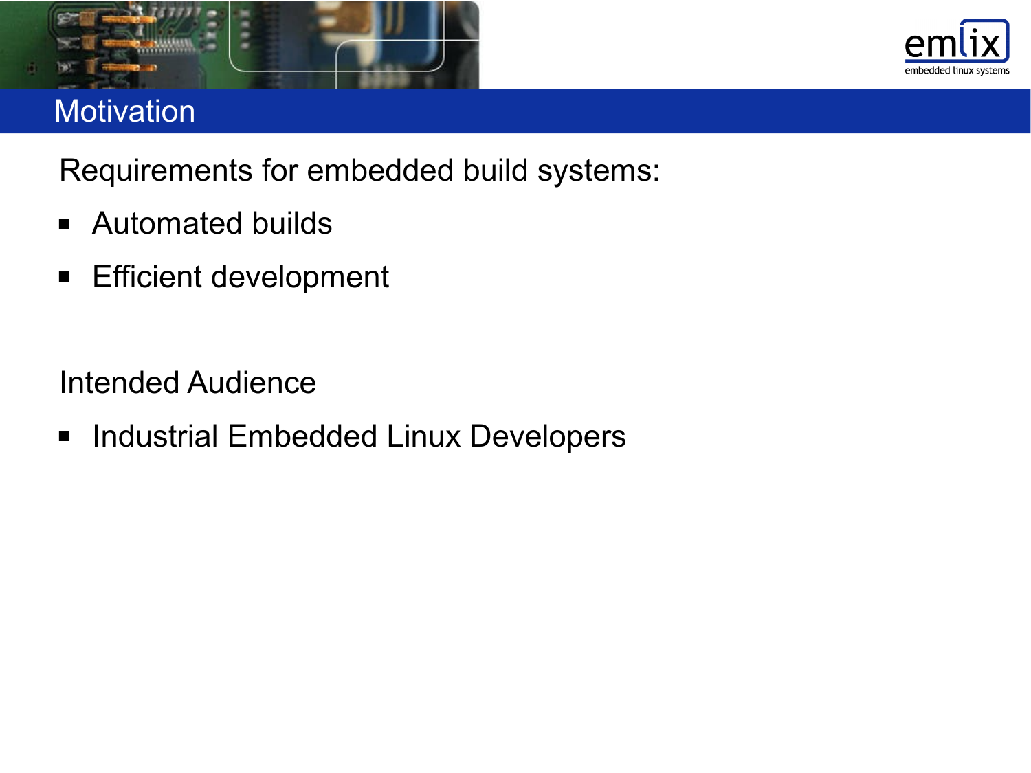# Motivation

Requirements for embedded build systems:

- Automated builds
- Efficient development

Intended Audience

- Industrial Embedded Linux Developers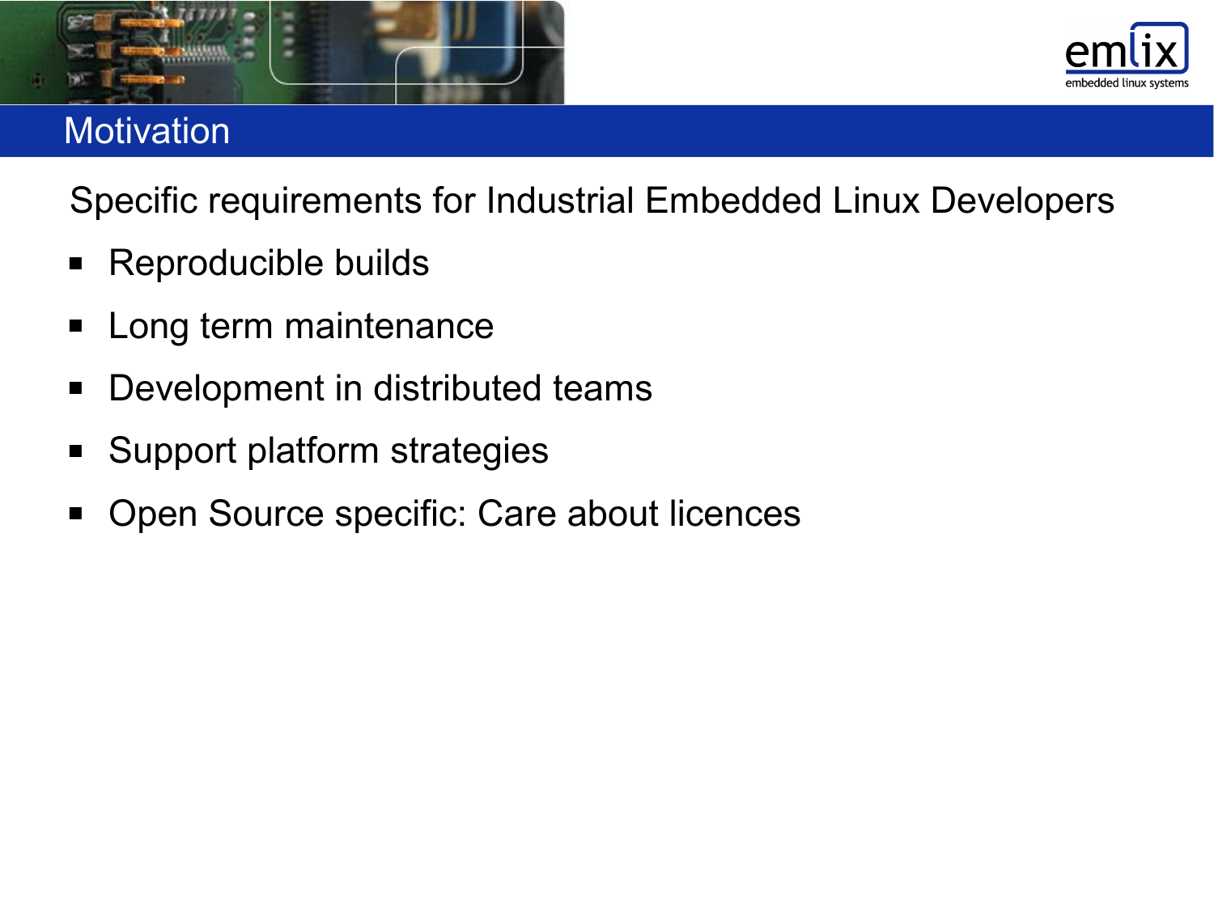# Motivation

Specific requirements for Industrial Embedded Linux Developers

- Reproducible builds
- Long term maintenance
- Development in distributed teams
- Support platform strategies
- Open Source specific: Care about licences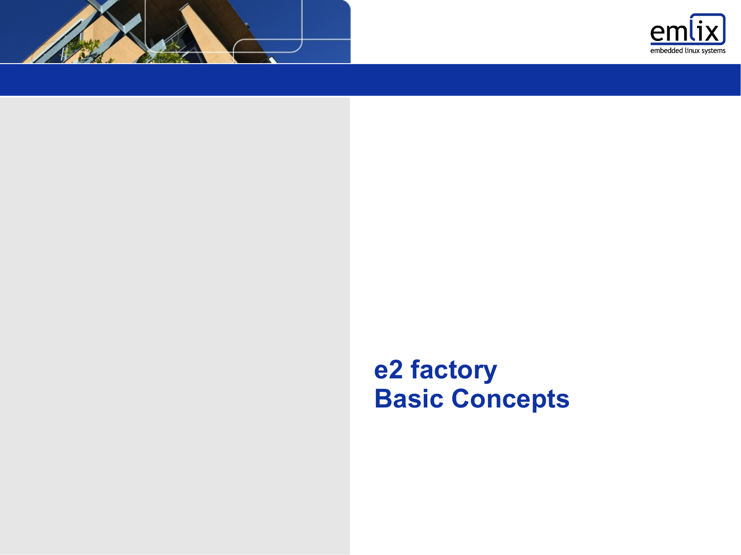# e2 factory
# Basic Concepts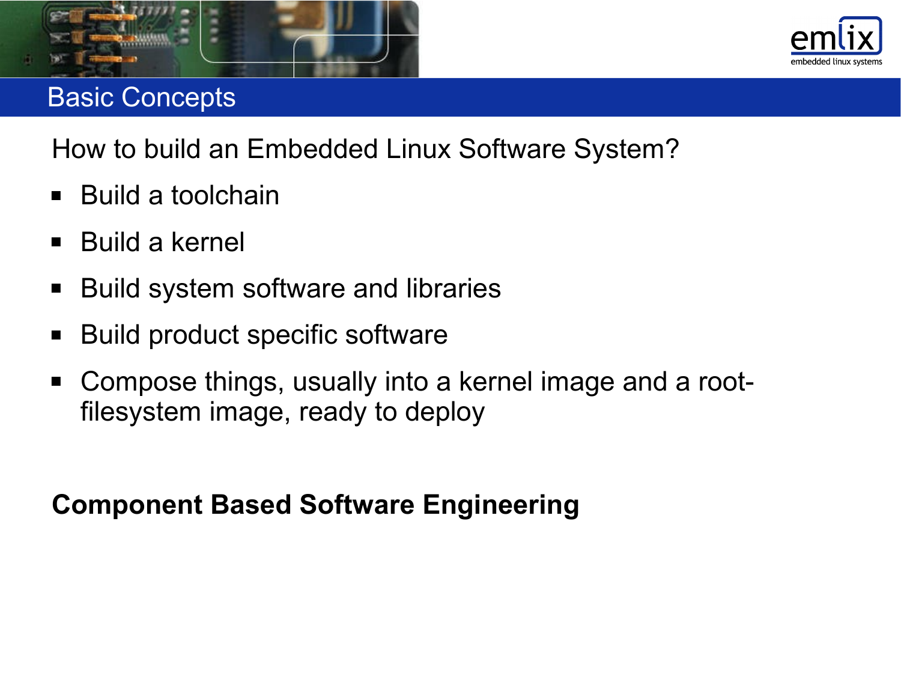# Basic Concepts

How to build an Embedded Linux Software System?

- Build a toolchain
- Build a kernel
- Build system software and libraries
- Build product specific software
- Compose things, usually into a kernel image and a root-filesystem image, ready to deploy

**Component Based Software Engineering**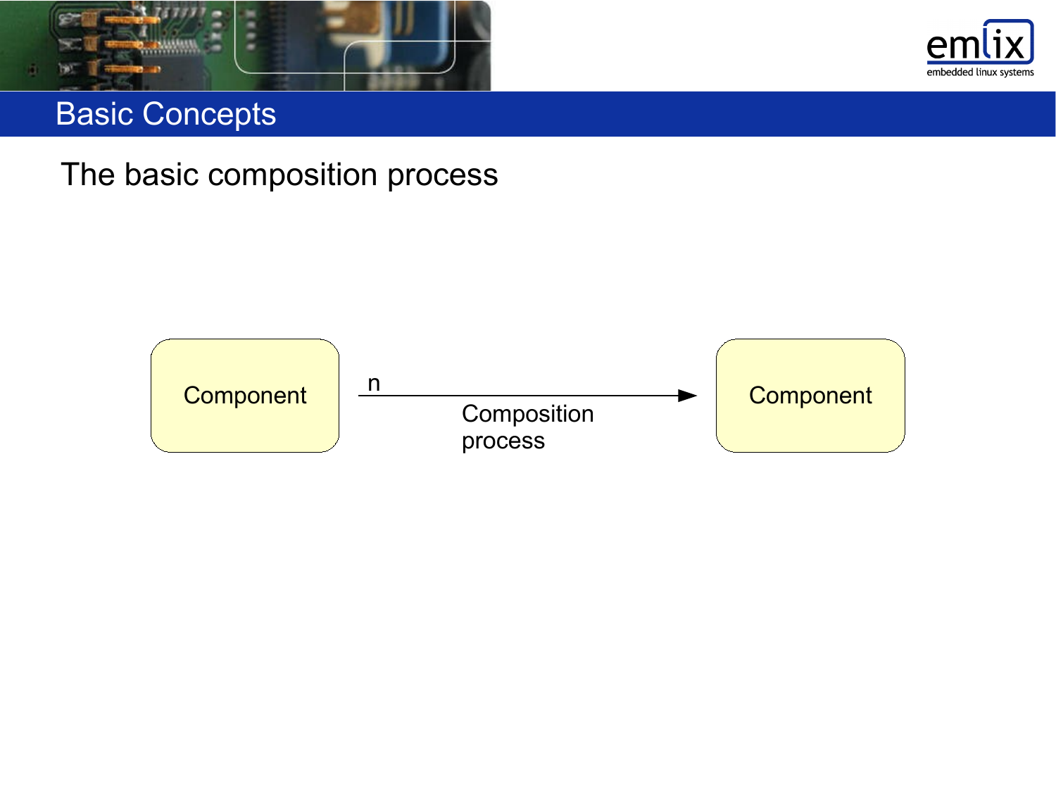# Basic Concepts

The basic composition process

Component

n

Composition process

Component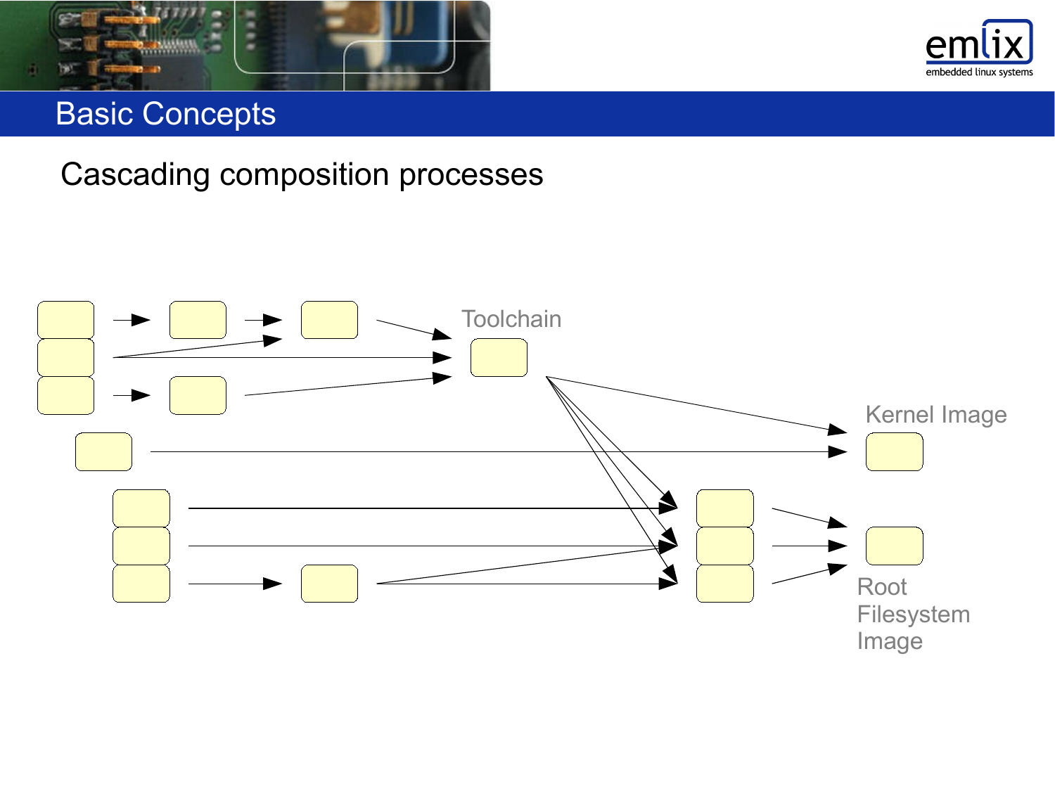# Basic Concepts

## Cascading composition processes

Toolchain

Kernel Image

Root Filesystem Image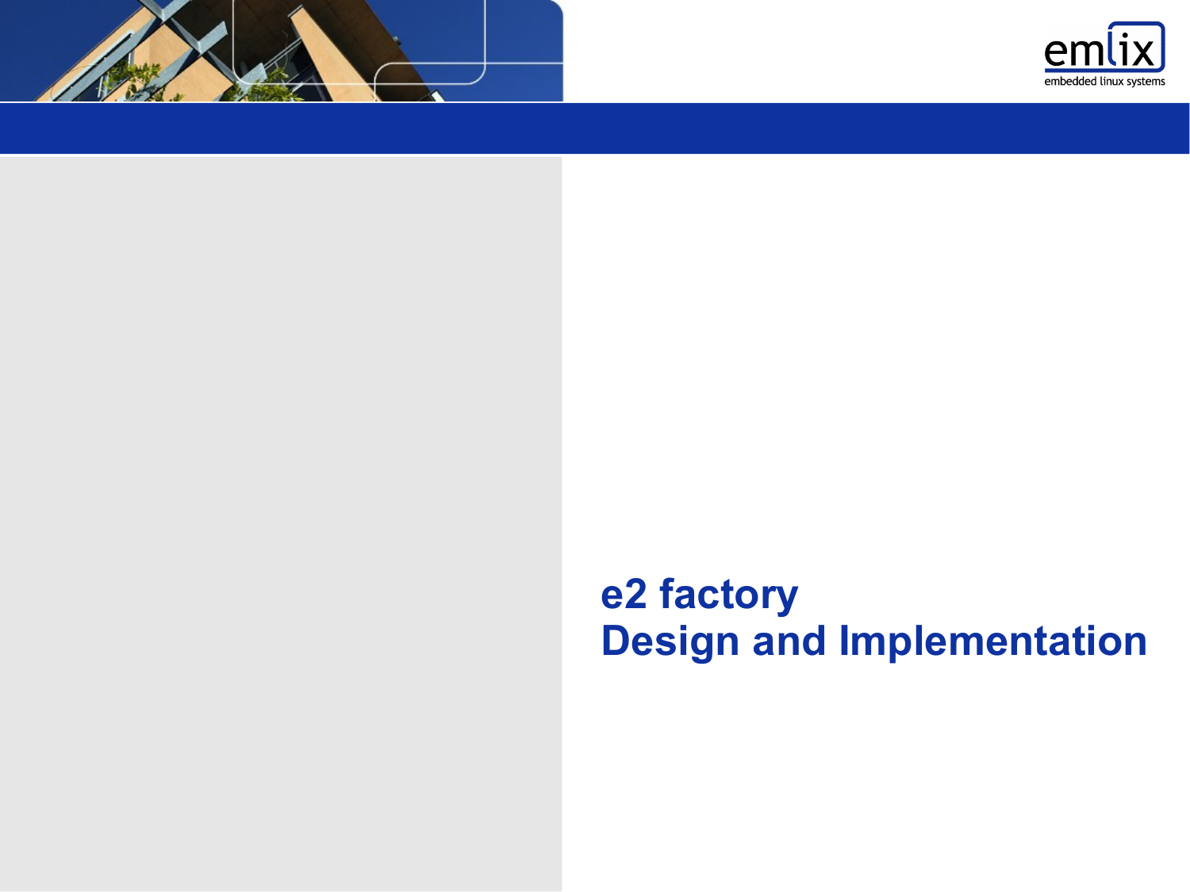# e2 factory
# Design and Implementation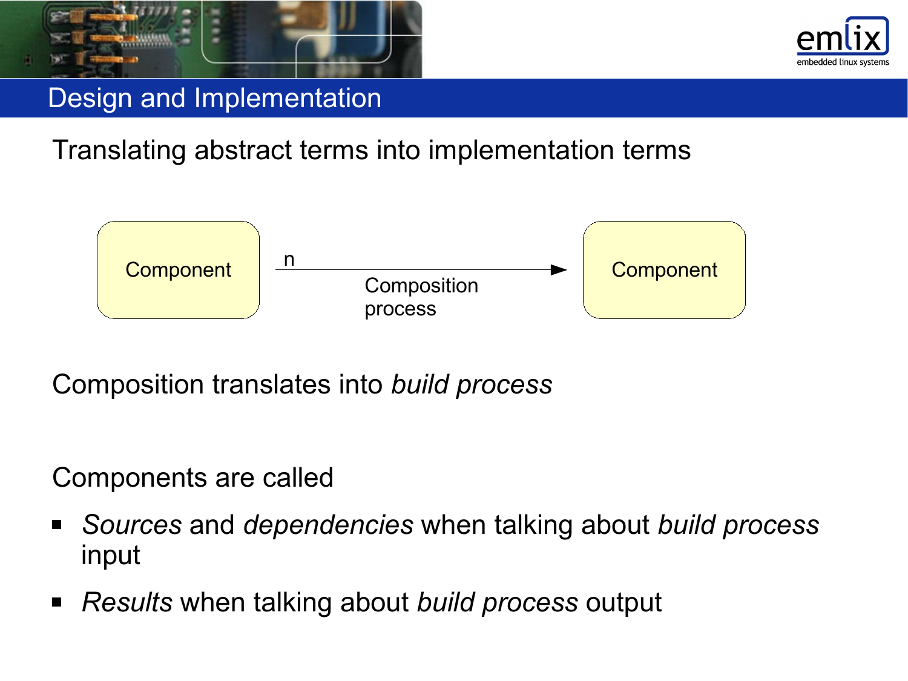# Design and Implementation

Translating abstract terms into implementation terms

Component —n→ Component

Composition process

Composition translates into *build process*

Components are called

- *Sources* and *dependencies* when talking about *build process* input
- *Results* when talking about *build process* output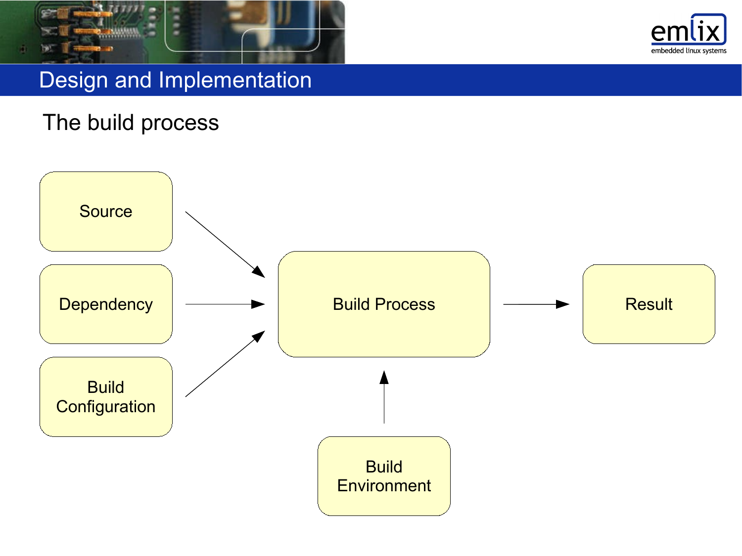# Design and Implementation

## The build process

Source

Dependency

Build Configuration

Build Process

Result

Build Environment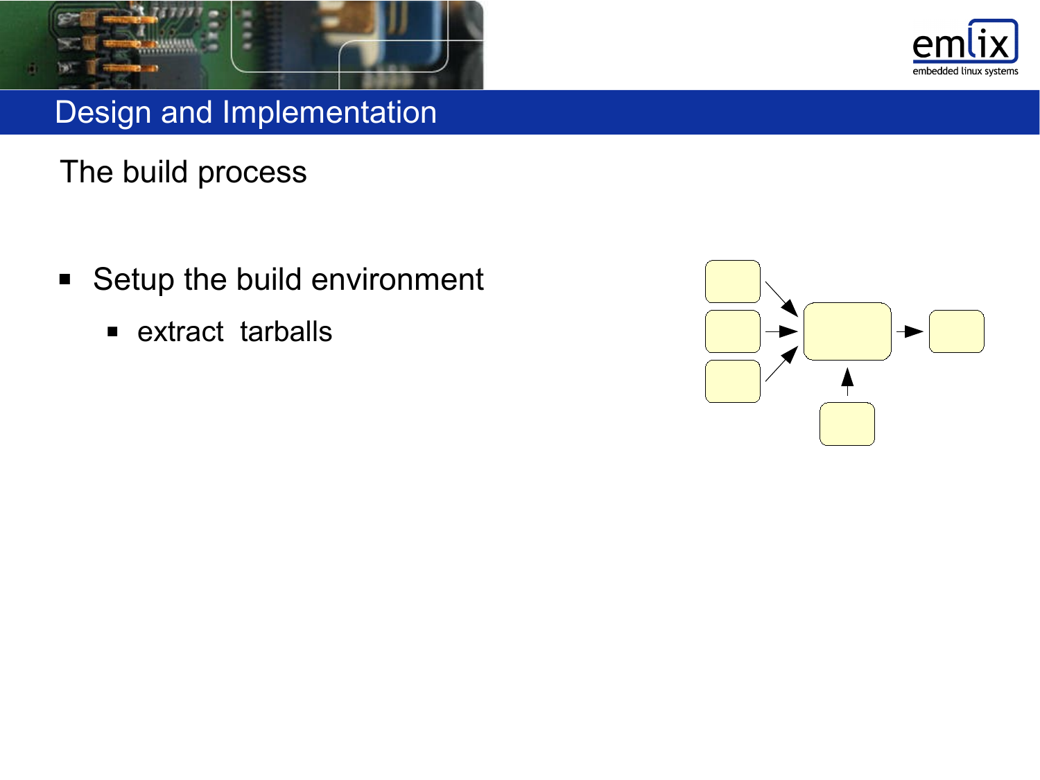# Design and Implementation

## The build process

- Setup the build environment
  - extract  tarballs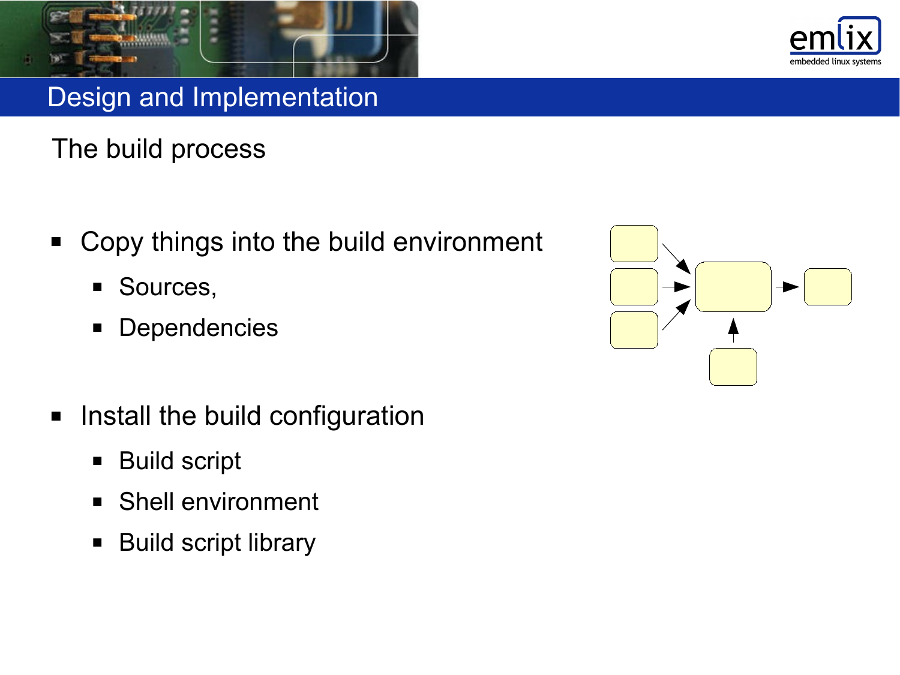# Design and Implementation

## The build process

- Copy things into the build environment
  - Sources,
  - Dependencies
- Install the build configuration
  - Build script
  - Shell environment
  - Build script library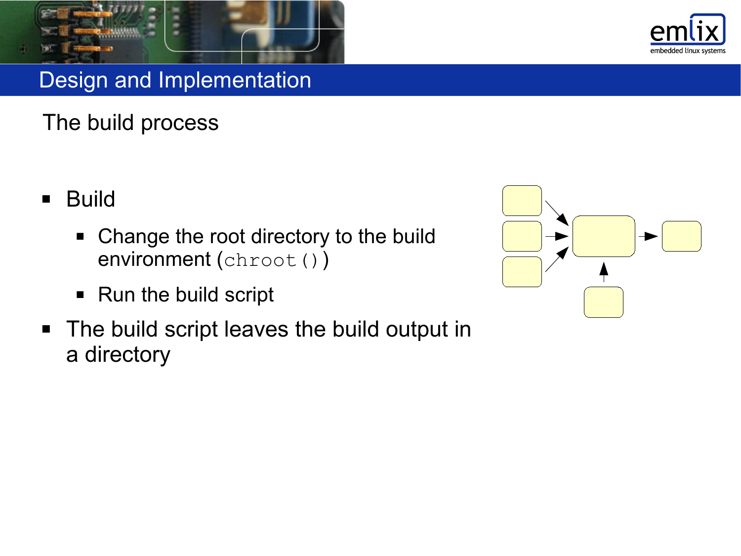## Design and Implementation

### The build process

- Build
  - Change the root directory to the build environment (`chroot()`)
  - Run the build script
- The build script leaves the build output in a directory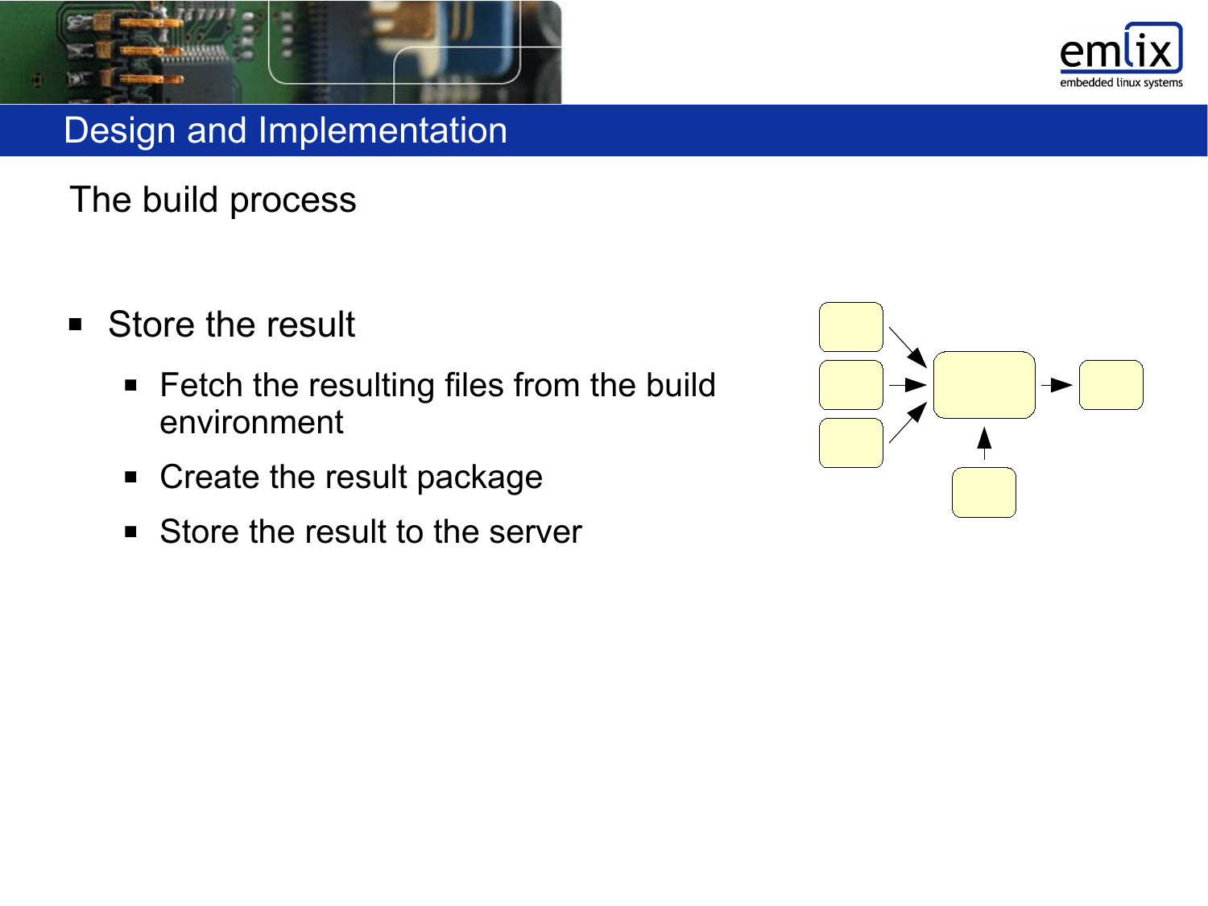# Design and Implementation

## The build process

- Store the result
  - Fetch the resulting files from the build environment
  - Create the result package
  - Store the result to the server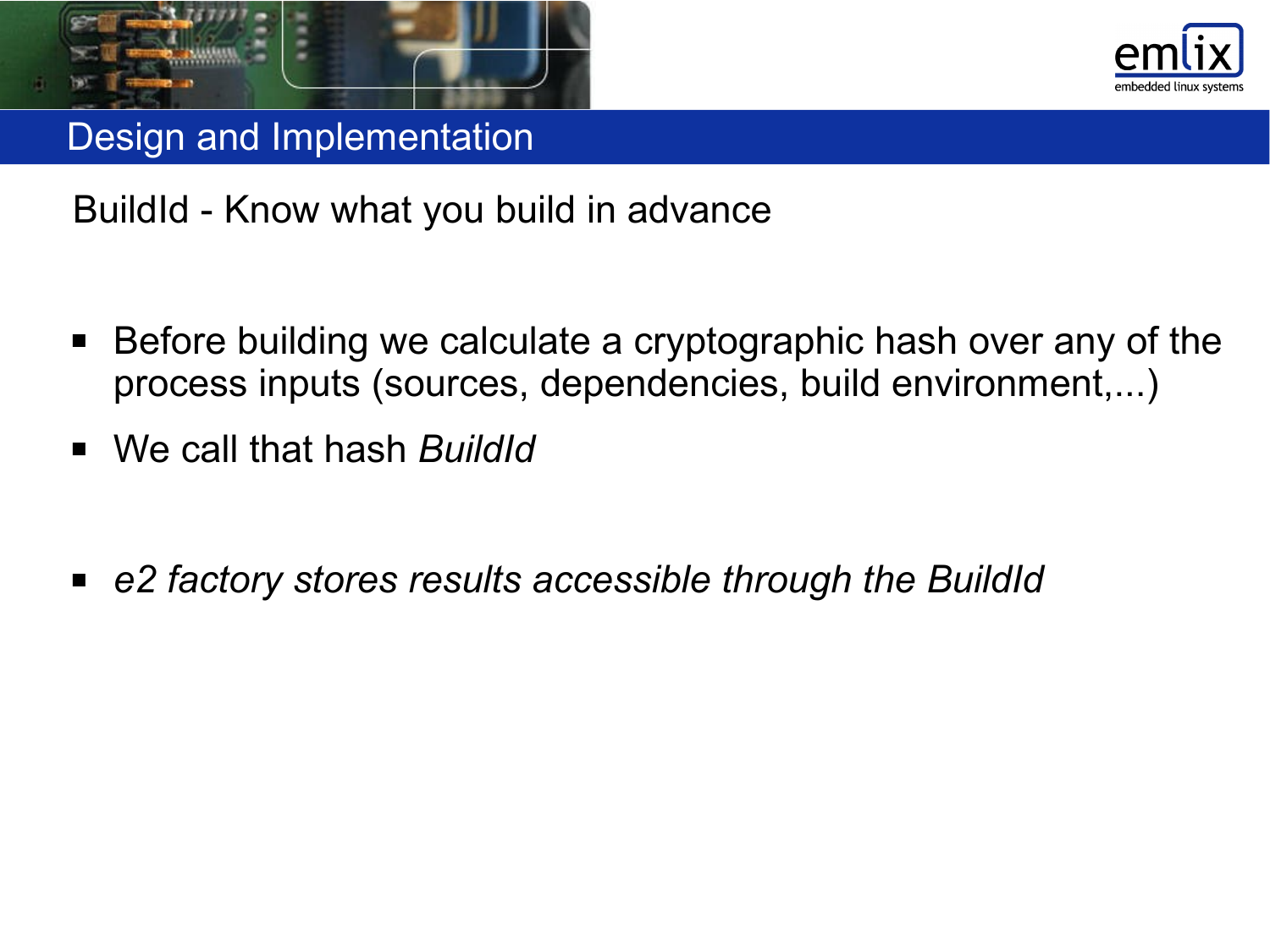# Design and Implementation

## BuildId - Know what you build in advance

- Before building we calculate a cryptographic hash over any of the process inputs (sources, dependencies, build environment,...)
- We call that hash *BuildId*
- *e2 factory stores results accessible through the BuildId*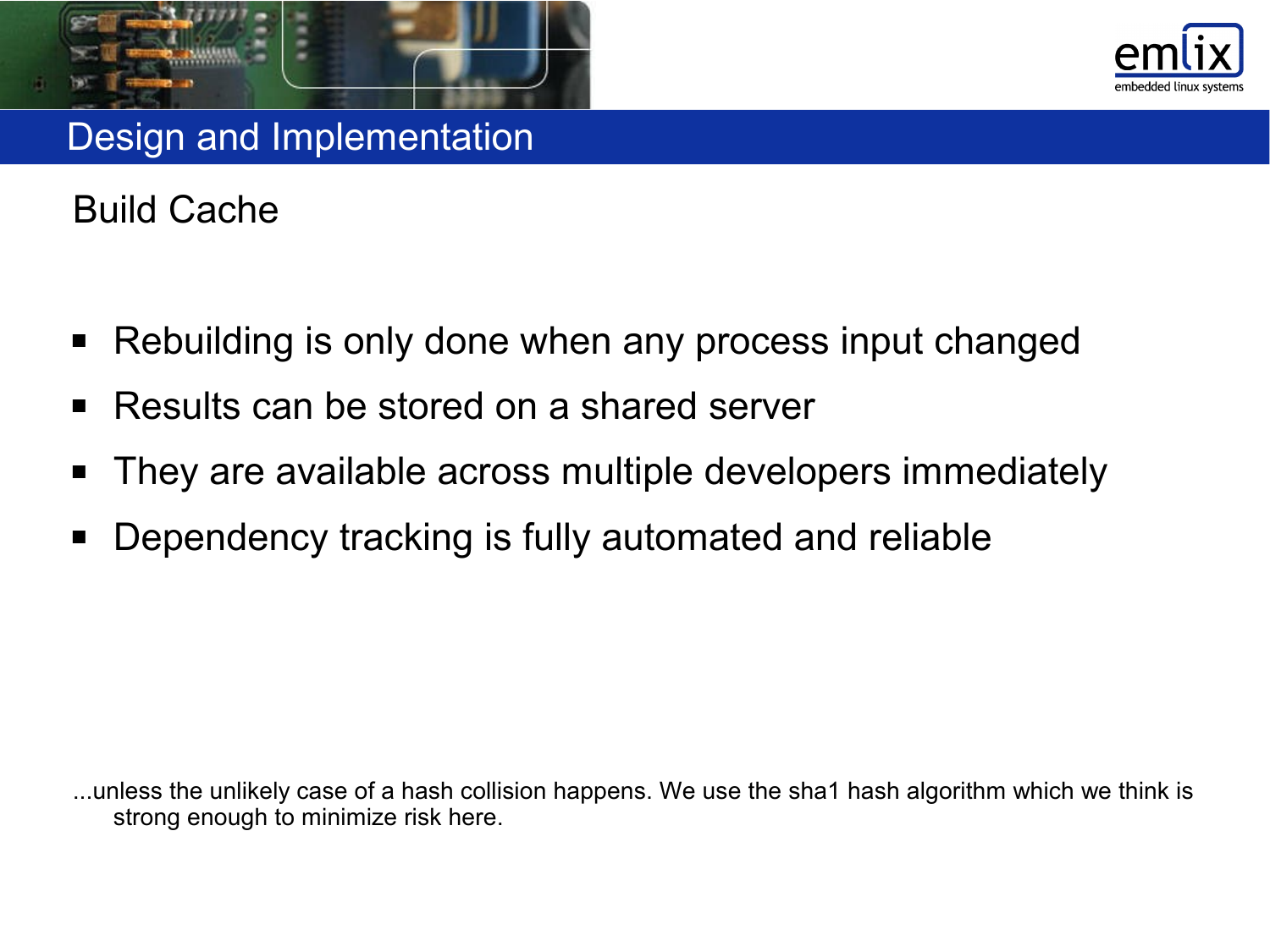# Design and Implementation

## Build Cache

- Rebuilding is only done when any process input changed
- Results can be stored on a shared server
- They are available across multiple developers immediately
- Dependency tracking is fully automated and reliable

...unless the unlikely case of a hash collision happens. We use the sha1 hash algorithm which we think is strong enough to minimize risk here.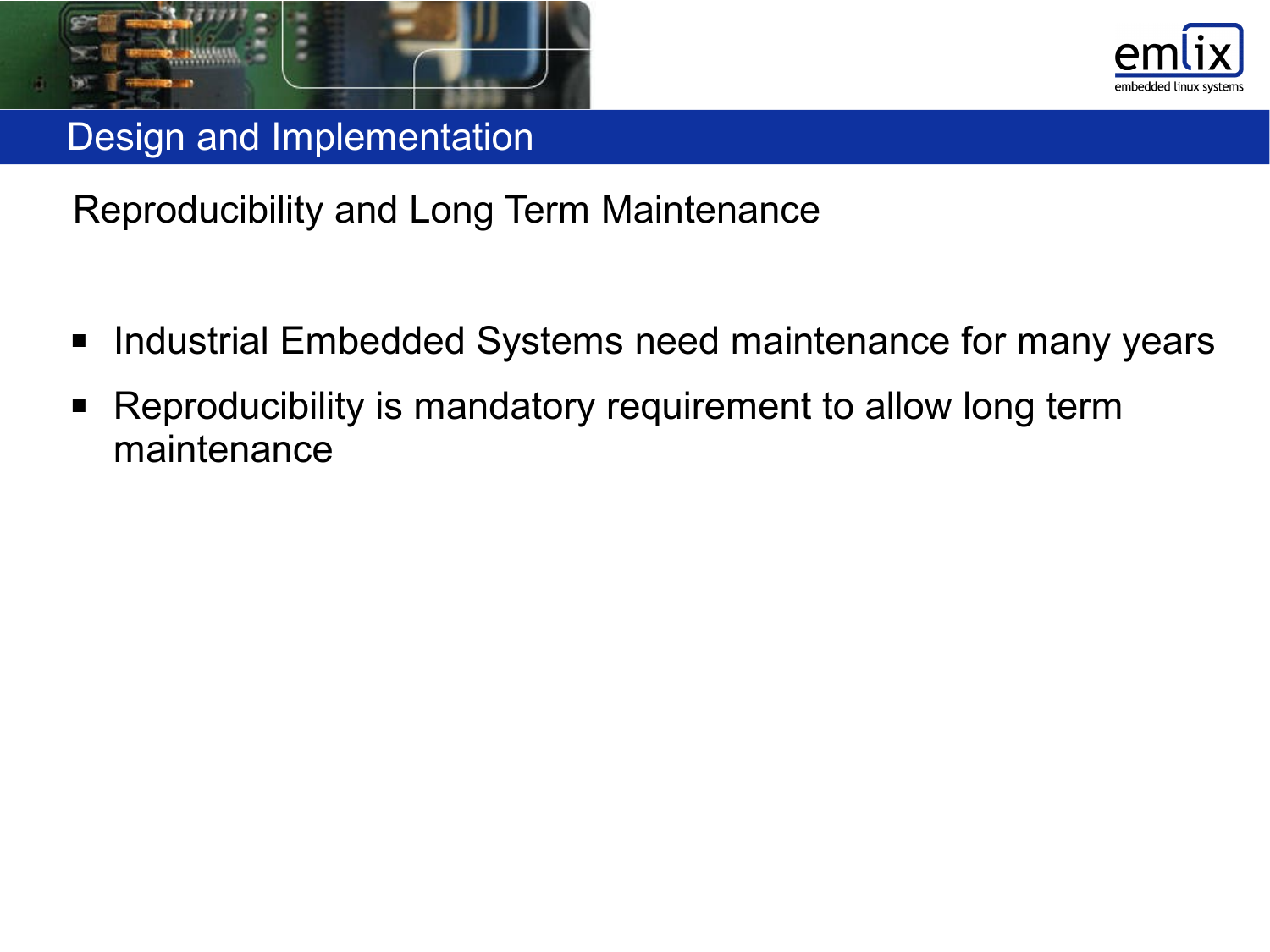# Design and Implementation

## Reproducibility and Long Term Maintenance

- Industrial Embedded Systems need maintenance for many years
- Reproducibility is mandatory requirement to allow long term maintenance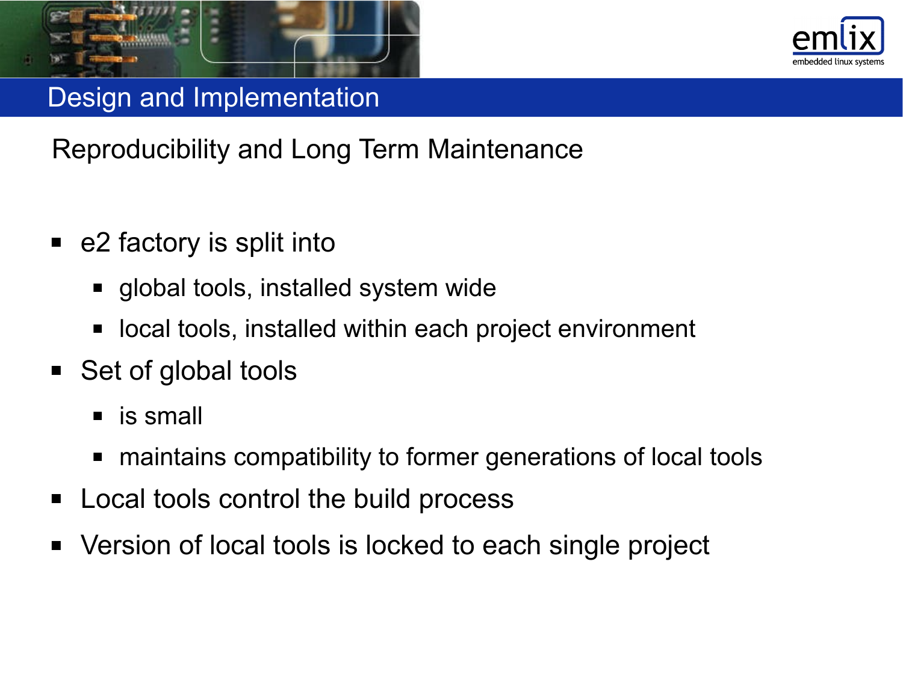# Design and Implementation

## Reproducibility and Long Term Maintenance

- e2 factory is split into
  - global tools, installed system wide
  - local tools, installed within each project environment
- Set of global tools
  - is small
  - maintains compatibility to former generations of local tools
- Local tools control the build process
- Version of local tools is locked to each single project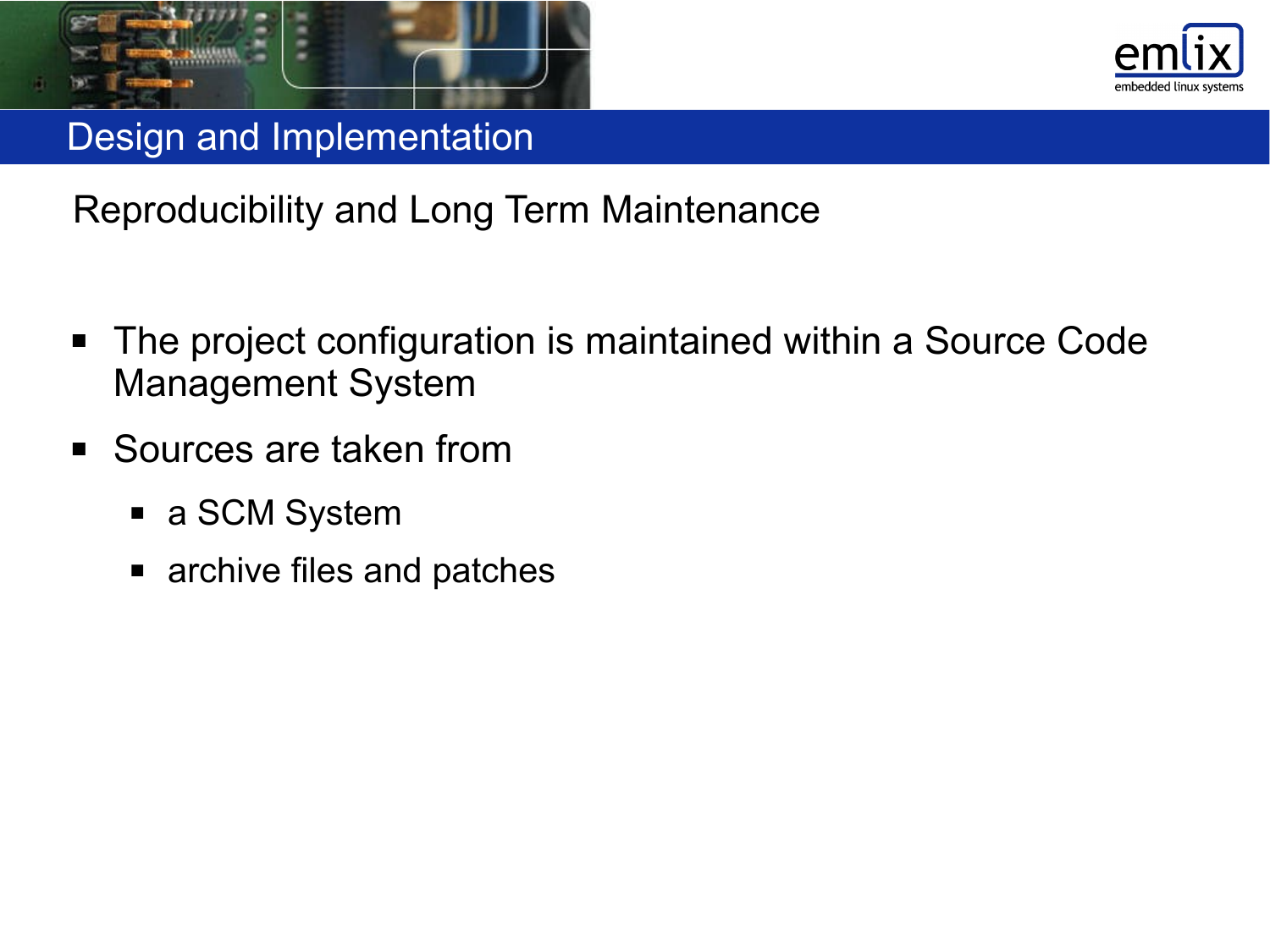# Design and Implementation

## Reproducibility and Long Term Maintenance

- The project configuration is maintained within a Source Code Management System
- Sources are taken from
  - a SCM System
  - archive files and patches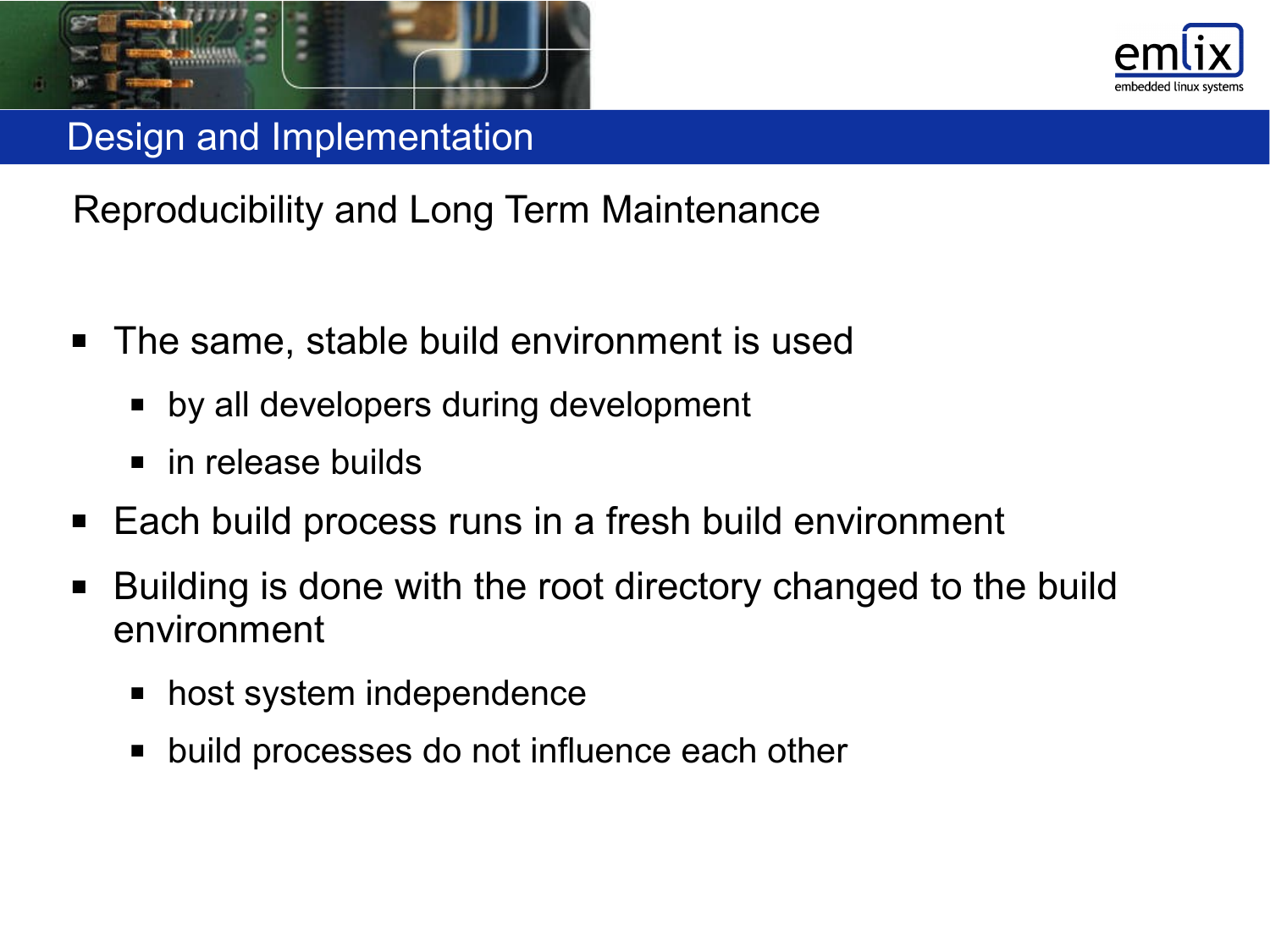# Design and Implementation

## Reproducibility and Long Term Maintenance

- The same, stable build environment is used
  - by all developers during development
  - in release builds
- Each build process runs in a fresh build environment
- Building is done with the root directory changed to the build environment
  - host system independence
  - build processes do not influence each other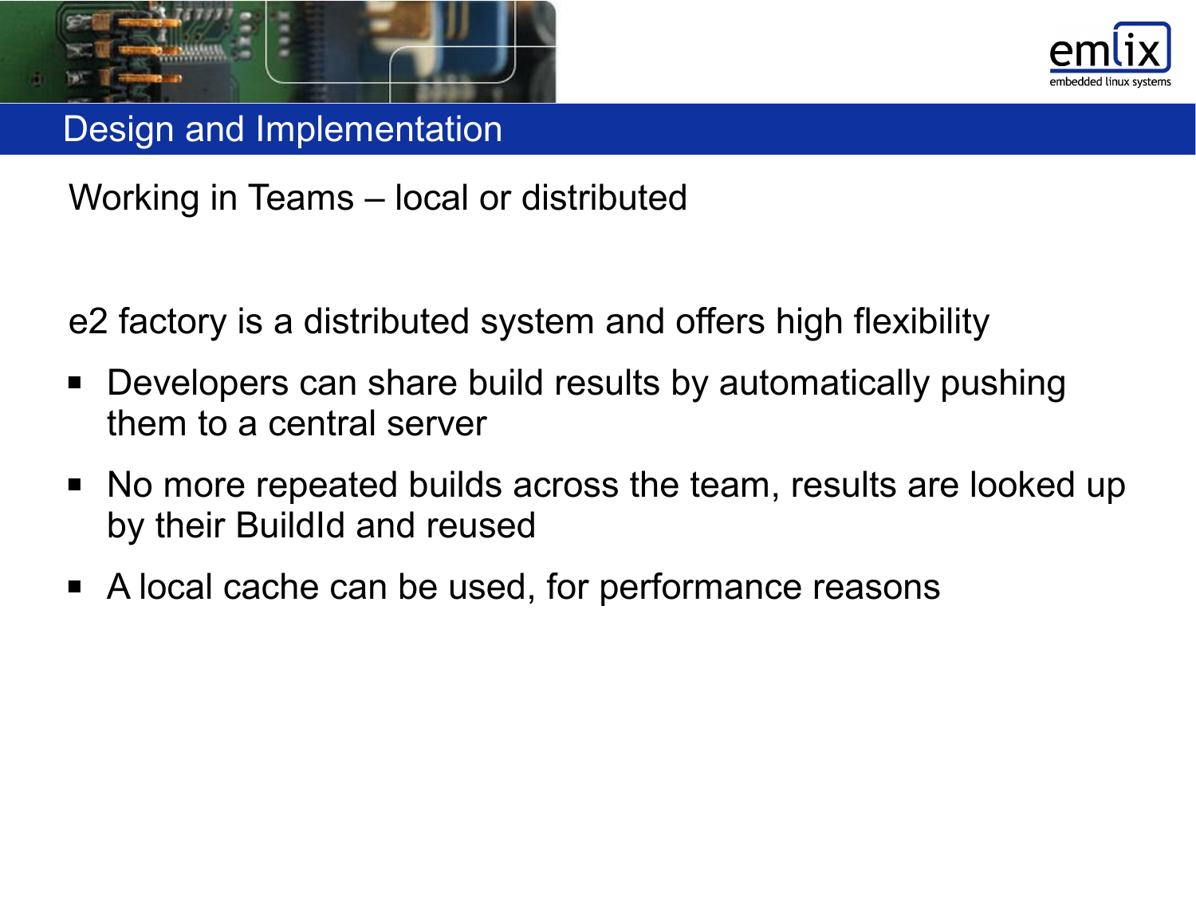# Design and Implementation

## Working in Teams – local or distributed

e2 factory is a distributed system and offers high flexibility

- Developers can share build results by automatically pushing them to a central server
- No more repeated builds across the team, results are looked up by their BuildId and reused
- A local cache can be used, for performance reasons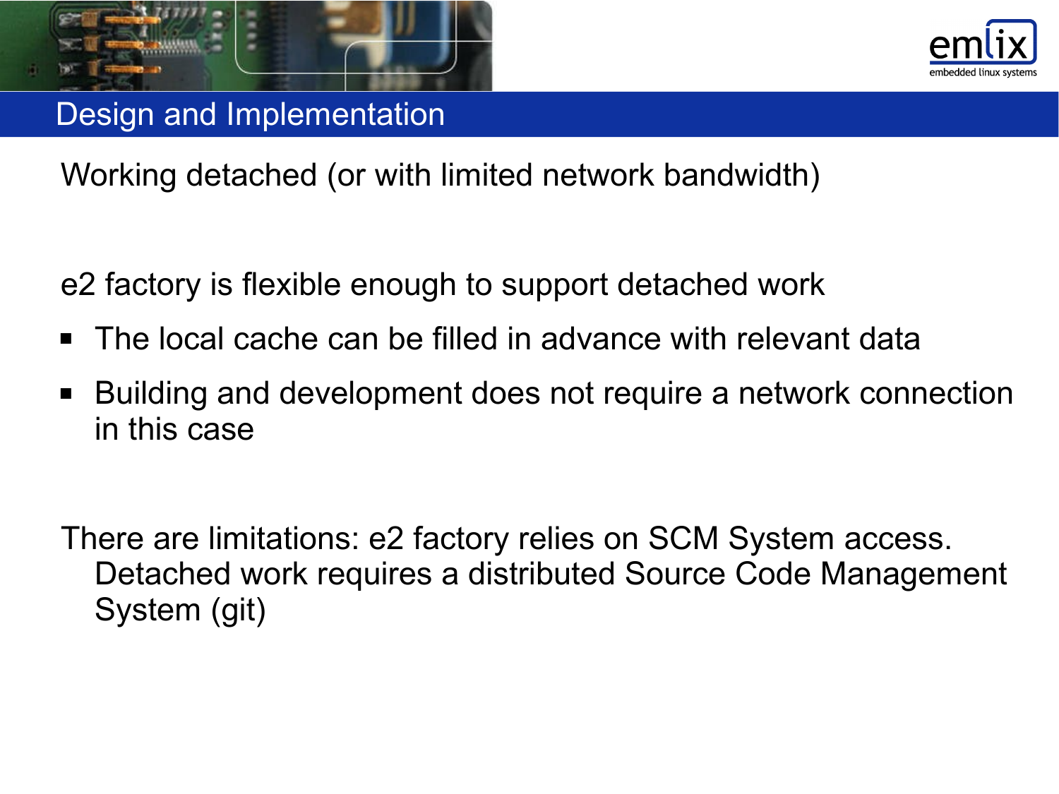## Design and Implementation

Working detached (or with limited network bandwidth)

e2 factory is flexible enough to support detached work

- The local cache can be filled in advance with relevant data
- Building and development does not require a network connection in this case

There are limitations: e2 factory relies on SCM System access. Detached work requires a distributed Source Code Management System (git)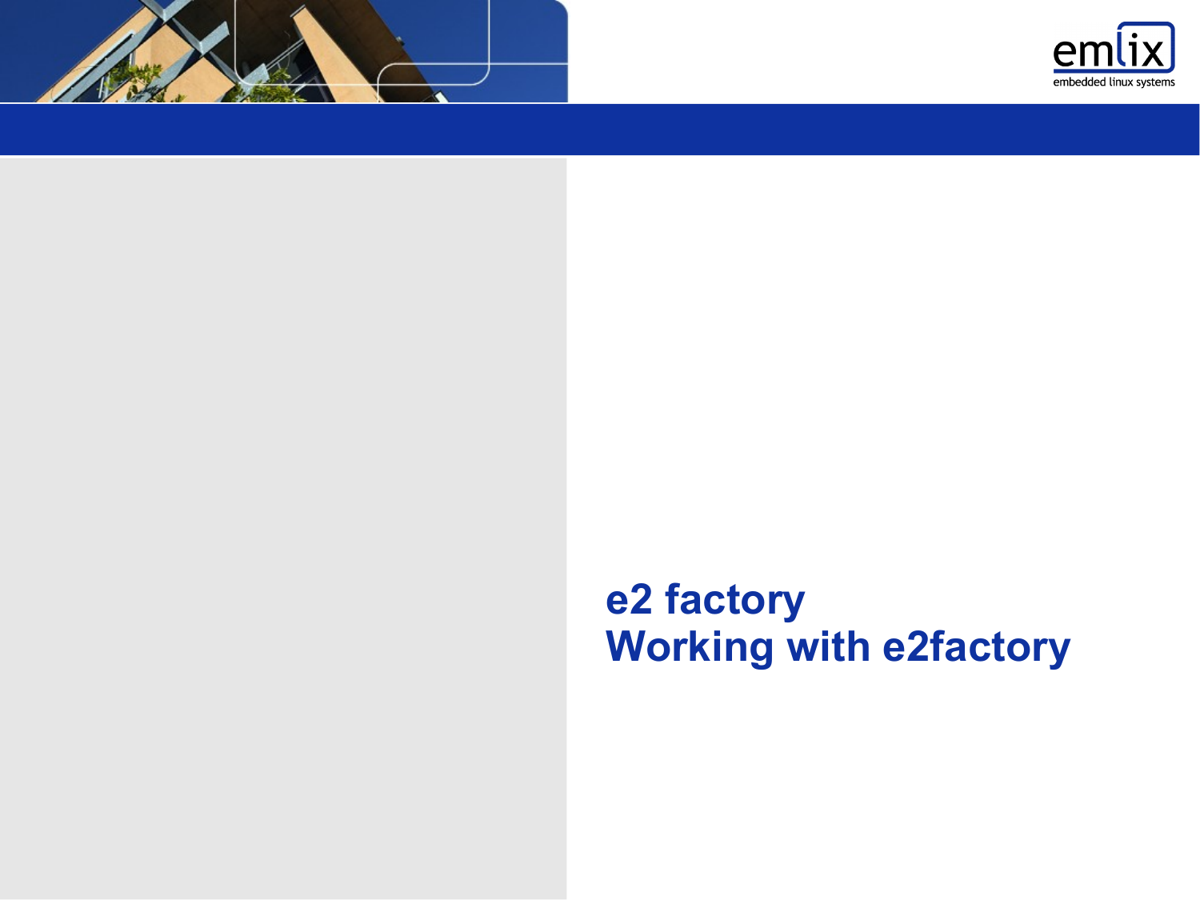# e2 factory
# Working with e2factory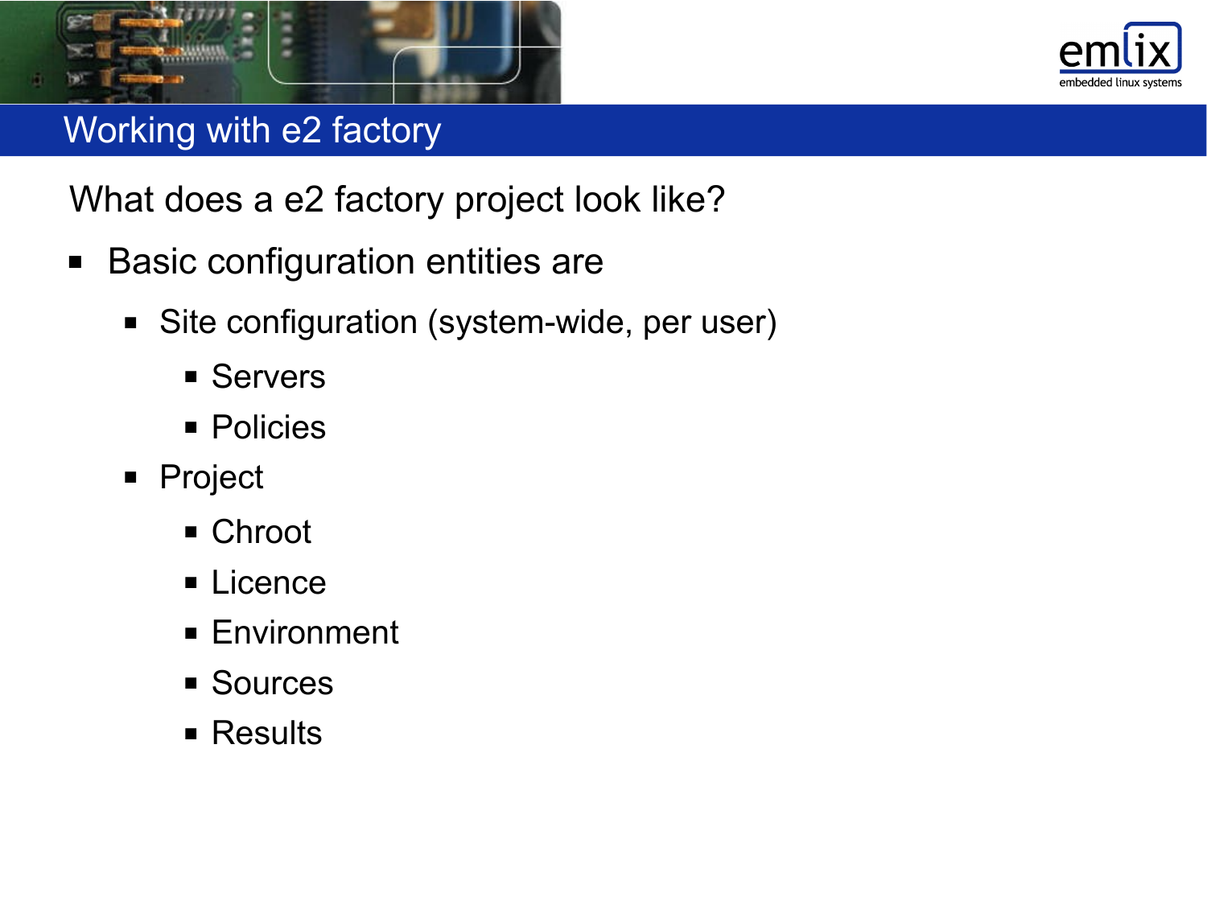# Working with e2 factory

## What does a e2 factory project look like?

- Basic configuration entities are
  - Site configuration (system-wide, per user)
    - Servers
    - Policies
  - Project
    - Chroot
    - Licence
    - Environment
    - Sources
    - Results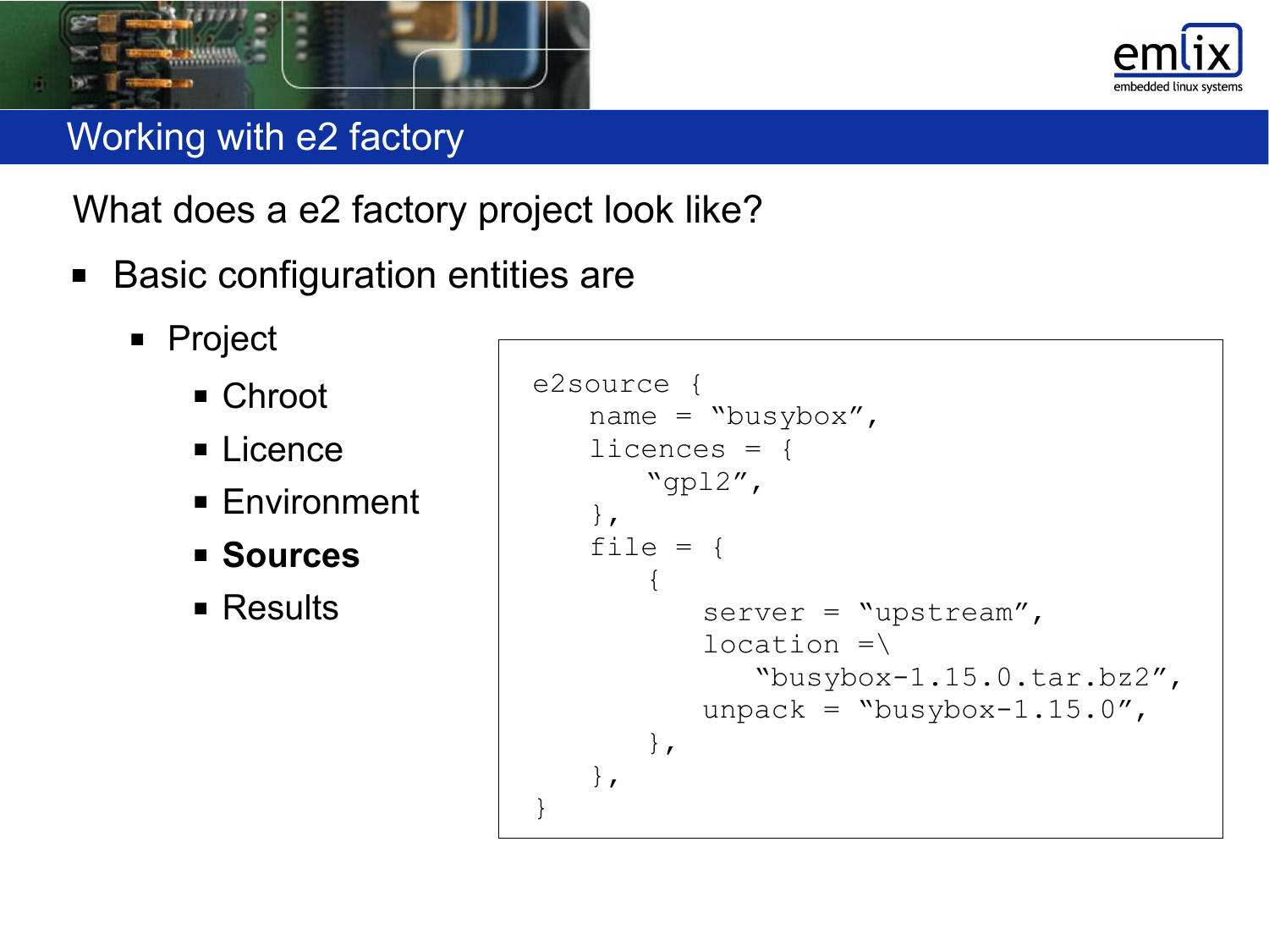## Working with e2 factory

What does a e2 factory project look like?

- Basic configuration entities are
  - Project
    - Chroot
    - Licence
    - Environment
    - **Sources**
    - Results

```
e2source {
    name = "busybox",
    licences = {
        "gpl2",
    },
    file = {
        {
            server = "upstream",
            location =\
               "busybox-1.15.0.tar.bz2",
            unpack = "busybox-1.15.0",
        },
    },
}
```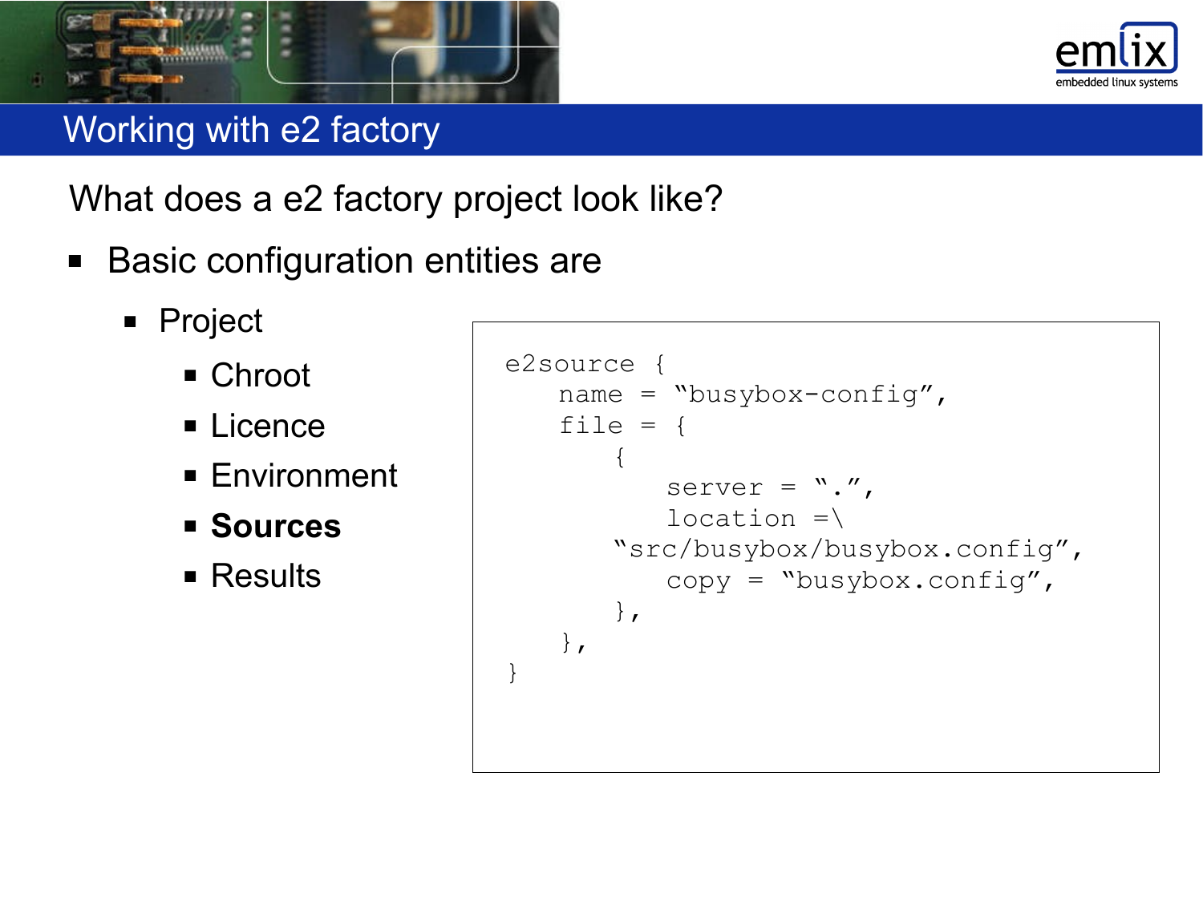## Working with e2 factory

What does a e2 factory project look like?

- Basic configuration entities are
  - Project
    - Chroot
    - Licence
    - Environment
    - **Sources**
    - Results

```
e2source {
    name = "busybox-config",
    file = {
        {
            server = ".",
            location =\
        "src/busybox/busybox.config",
            copy = "busybox.config",
        },
    },
}
```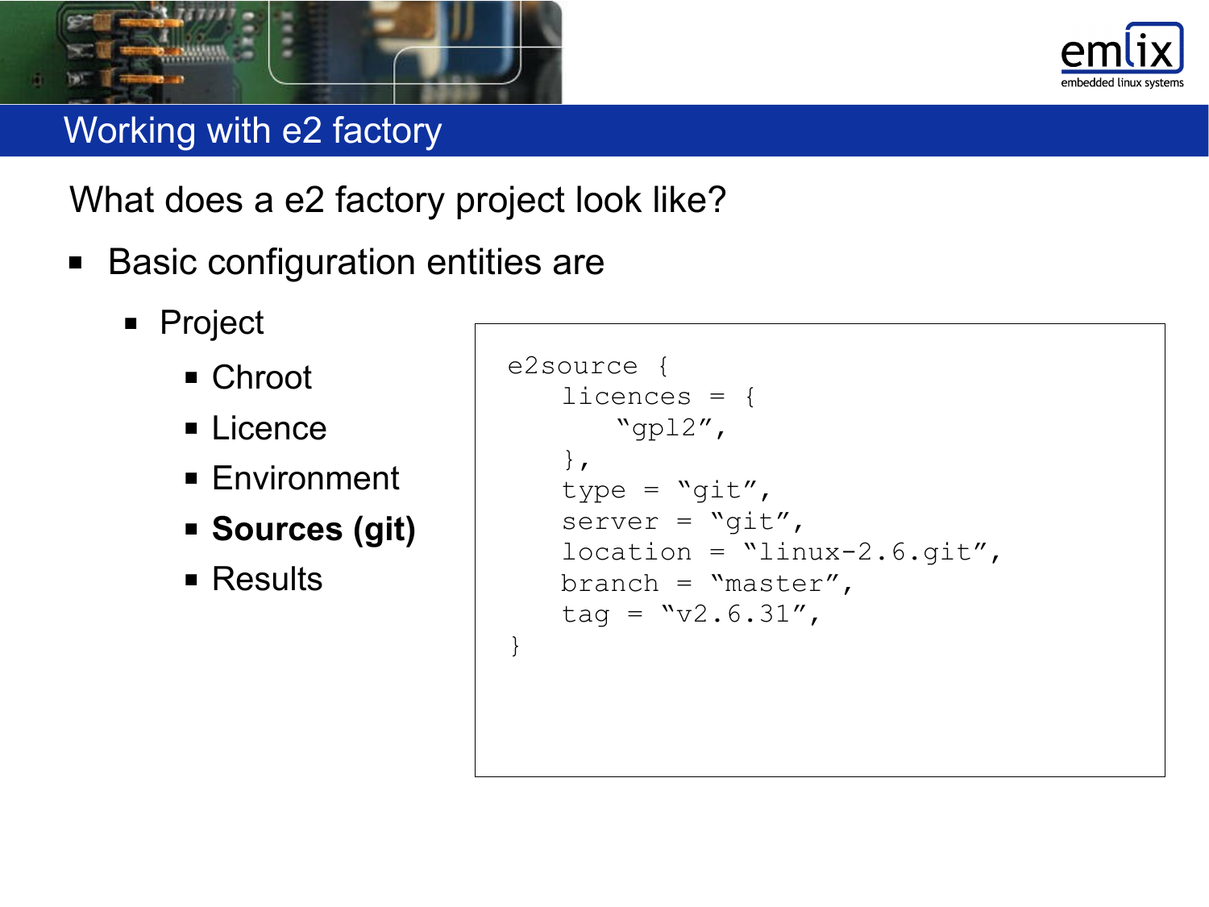# Working with e2 factory

What does a e2 factory project look like?

- Basic configuration entities are
  - Project
    - Chroot
    - Licence
    - Environment
    - **Sources (git)**
    - Results

```
e2source {
    licences = {
        "gpl2",
    },
    type = "git",
    server = "git",
    location = "linux-2.6.git",
    branch = "master",
    tag = "v2.6.31",
}
```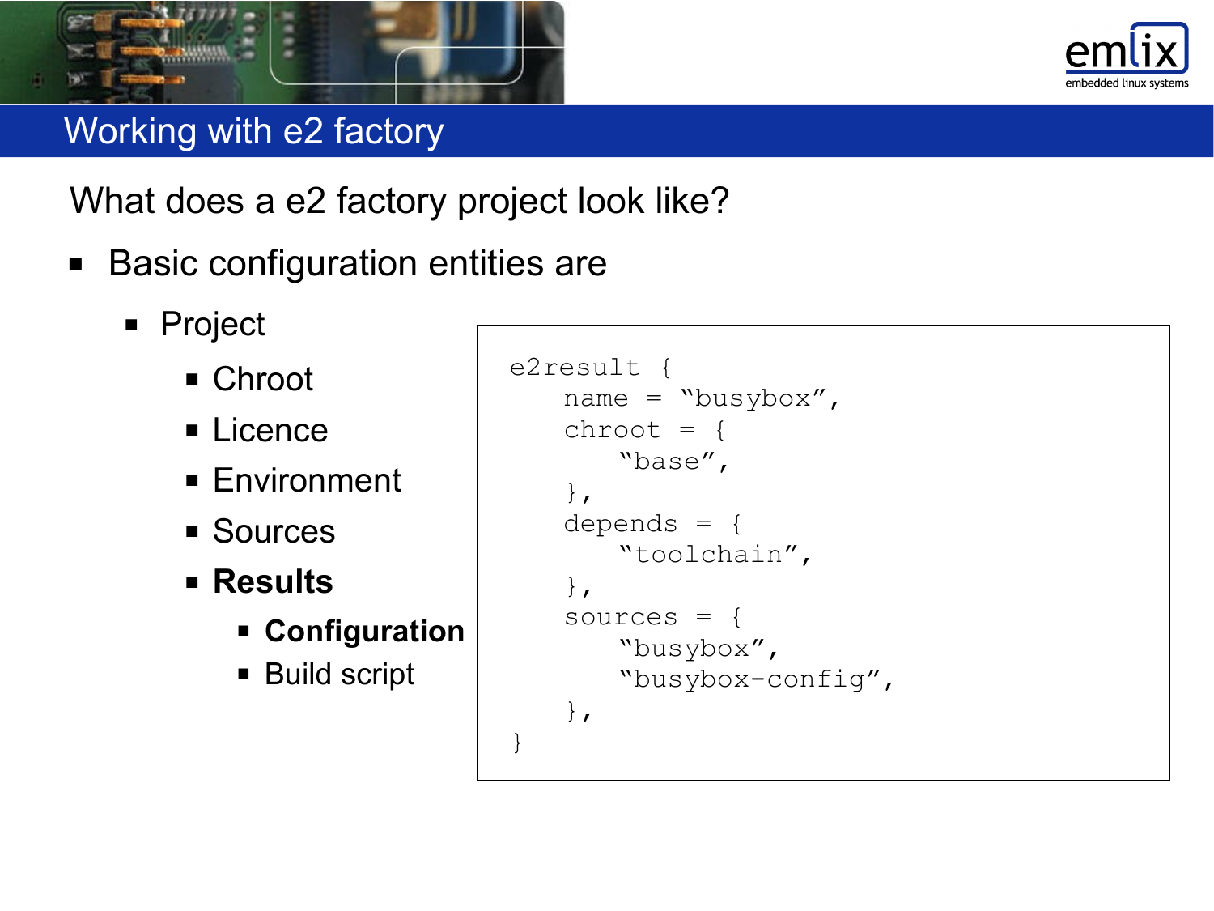## Working with e2 factory

What does a e2 factory project look like?

- Basic configuration entities are
  - Project
    - Chroot
    - Licence
    - Environment
    - Sources
    - **Results**
      - **Configuration**
      - Build script

```
e2result {
    name = “busybox”,
    chroot = {
        “base”,
    },
    depends = {
        “toolchain”,
    },
    sources = {
        “busybox”,
        “busybox-config”,
    },
}
```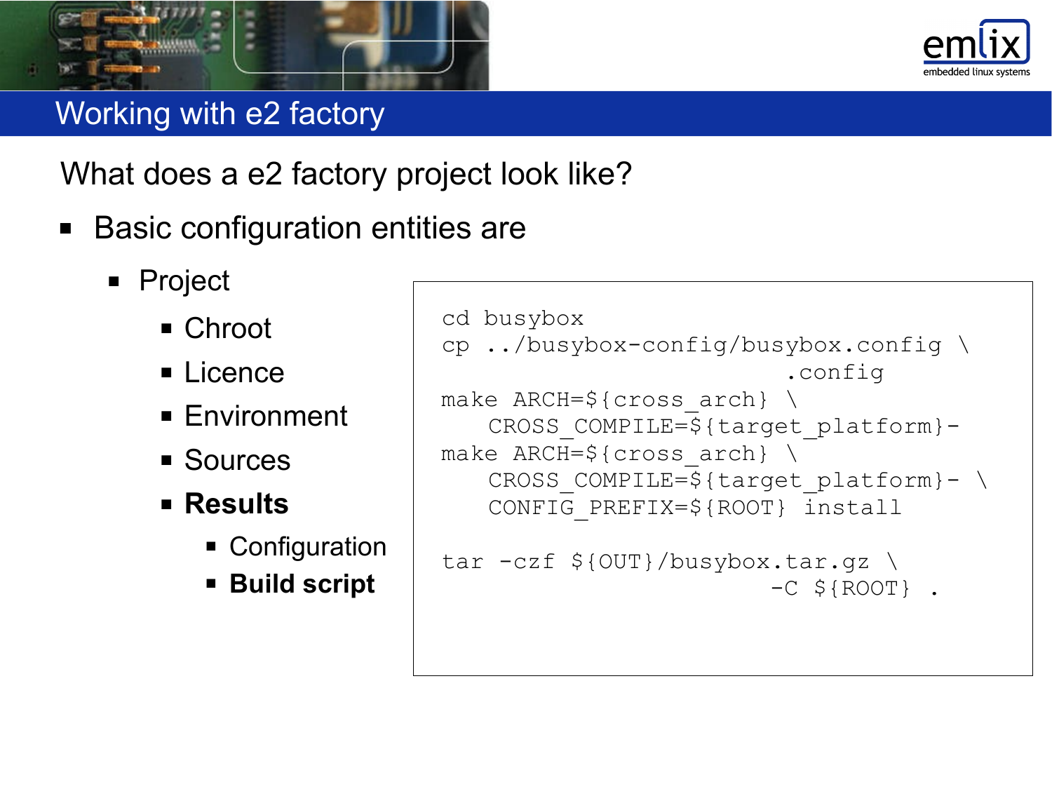# Working with e2 factory

## What does a e2 factory project look like?

- Basic configuration entities are
  - Project
    - Chroot
    - Licence
    - Environment
    - Sources
    - **Results**
      - Configuration
      - **Build script**

```
cd busybox
cp ../busybox-config/busybox.config \
                        .config
make ARCH=${cross_arch} \
    CROSS_COMPILE=${target_platform}-
make ARCH=${cross_arch} \
    CROSS_COMPILE=${target_platform}- \
    CONFIG_PREFIX=${ROOT} install

tar -czf ${OUT}/busybox.tar.gz \
                       -C ${ROOT} .
```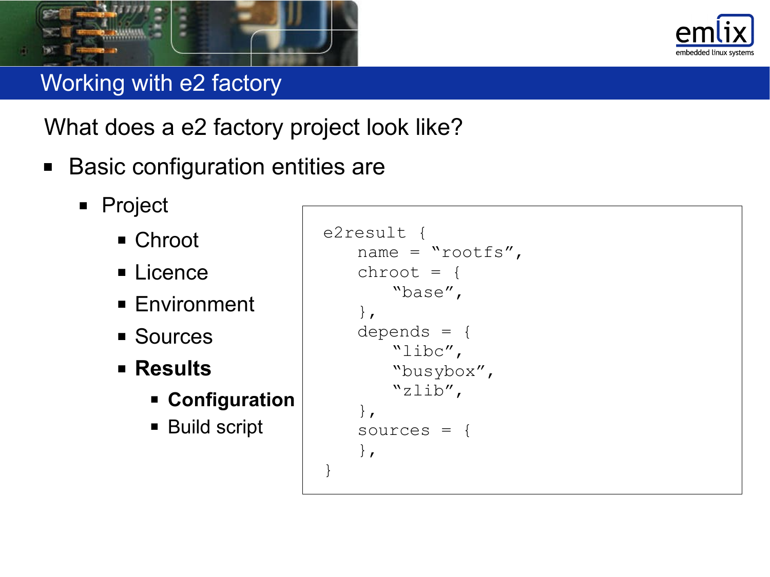# Working with e2 factory

What does a e2 factory project look like?

- Basic configuration entities are
  - Project
    - Chroot
    - Licence
    - Environment
    - Sources
    - **Results**
      - **Configuration**
      - Build script

```
e2result {
    name = “rootfs”,
    chroot = {
        “base”,
    },
    depends = {
        “libc”,
        “busybox”,
        “zlib”,
    },
    sources = {
    },
}
```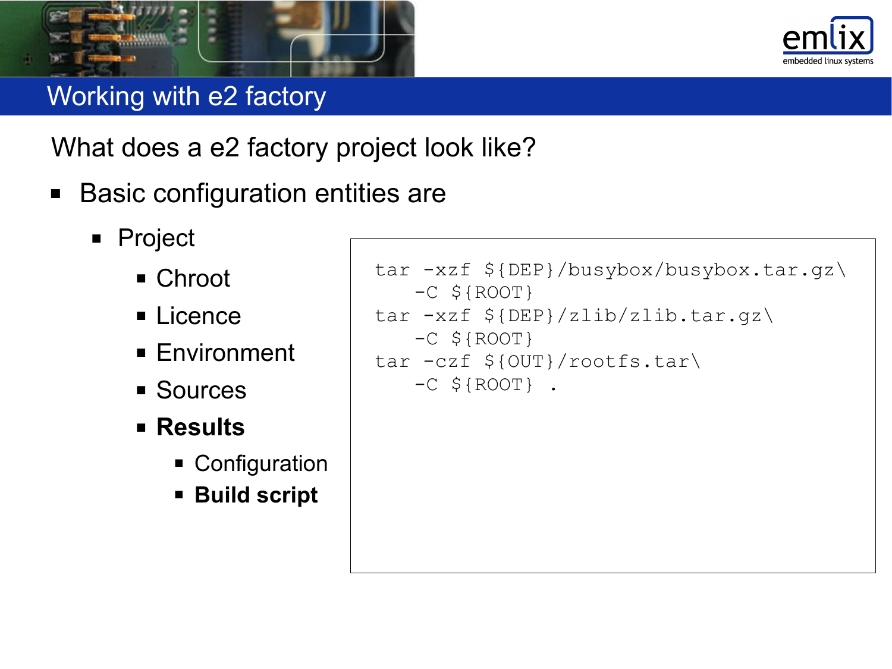## Working with e2 factory

What does a e2 factory project look like?

- Basic configuration entities are
  - Project
    - Chroot
    - Licence
    - Environment
    - Sources
    - **Results**
      - Configuration
      - **Build script**

```
tar -xzf ${DEP}/busybox/busybox.tar.gz\
    -C ${ROOT}
tar -xzf ${DEP}/zlib/zlib.tar.gz\
    -C ${ROOT}
tar -czf ${OUT}/rootfs.tar\
    -C ${ROOT} .
```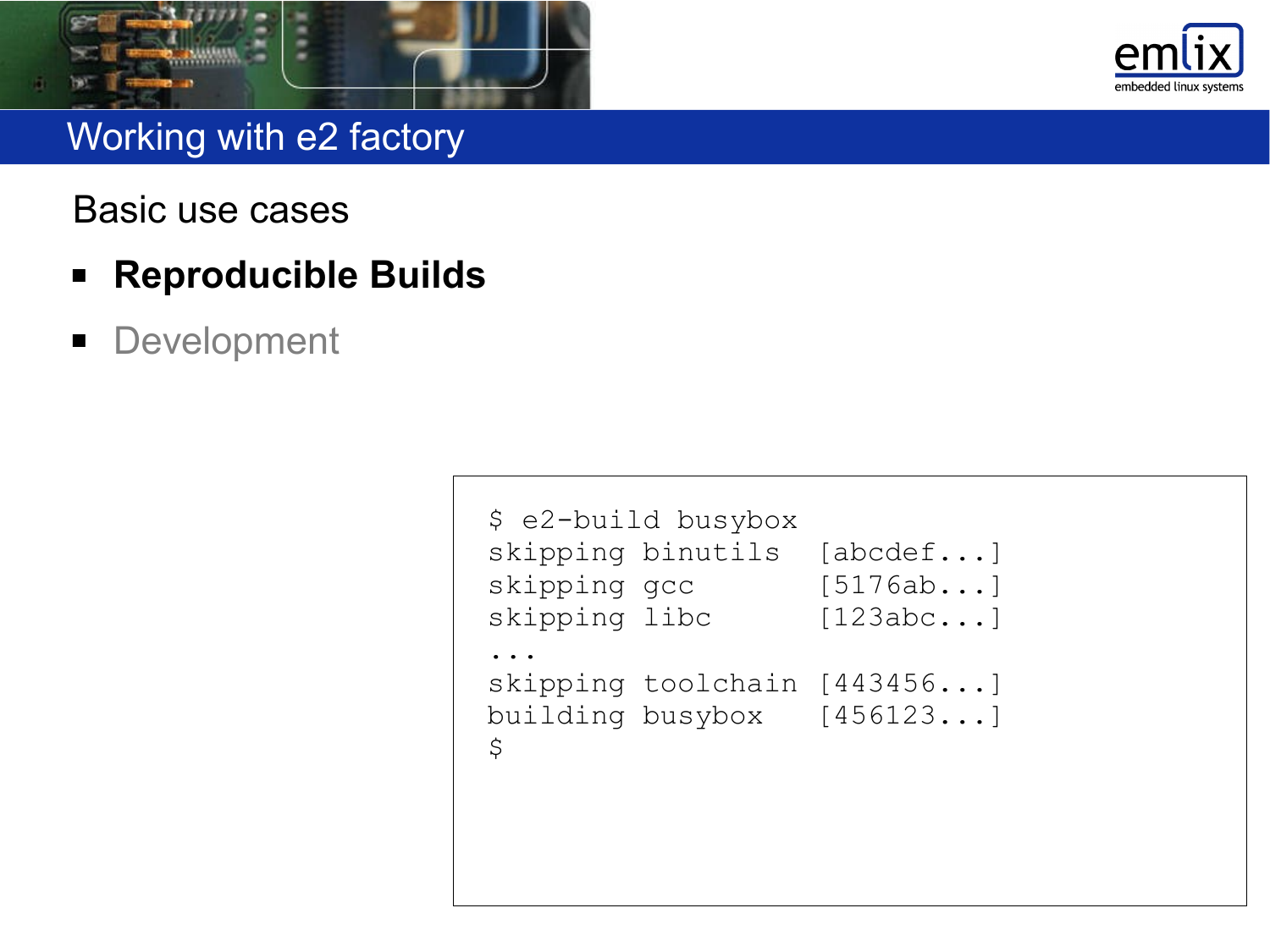# Working with e2 factory

Basic use cases

- **Reproducible Builds**
- Development

```
$ e2-build busybox
skipping binutils  [abcdef...]
skipping gcc       [5176ab...]
skipping libc      [123abc...]
...
skipping toolchain [443456...]
building busybox   [456123...]
$
```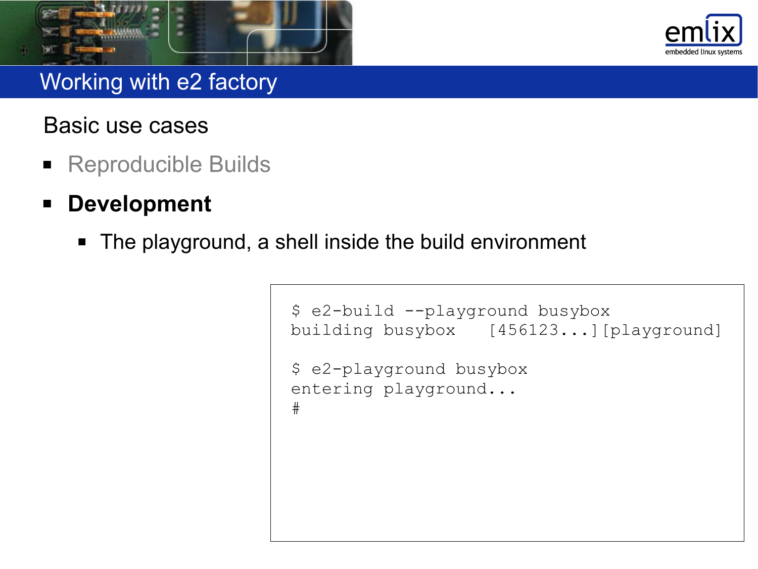# Working with e2 factory

Basic use cases

- Reproducible Builds
- **Development**
  - The playground, a shell inside the build environment

```
$ e2-build --playground busybox
building busybox   [456123...][playground]

$ e2-playground busybox
entering playground...
#
```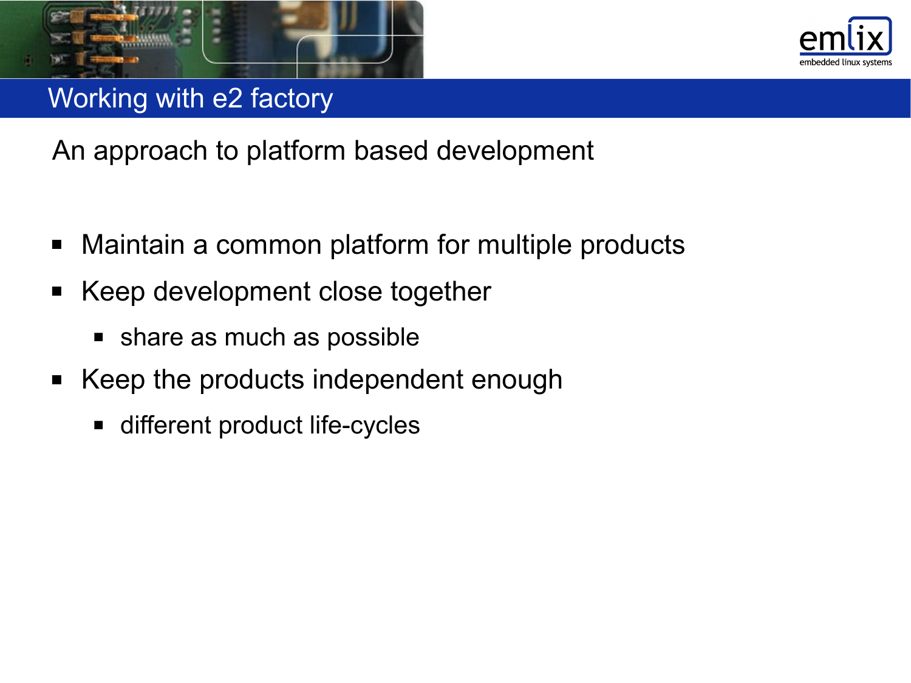# Working with e2 factory

## An approach to platform based development

- Maintain a common platform for multiple products
- Keep development close together
  - share as much as possible
- Keep the products independent enough
  - different product life-cycles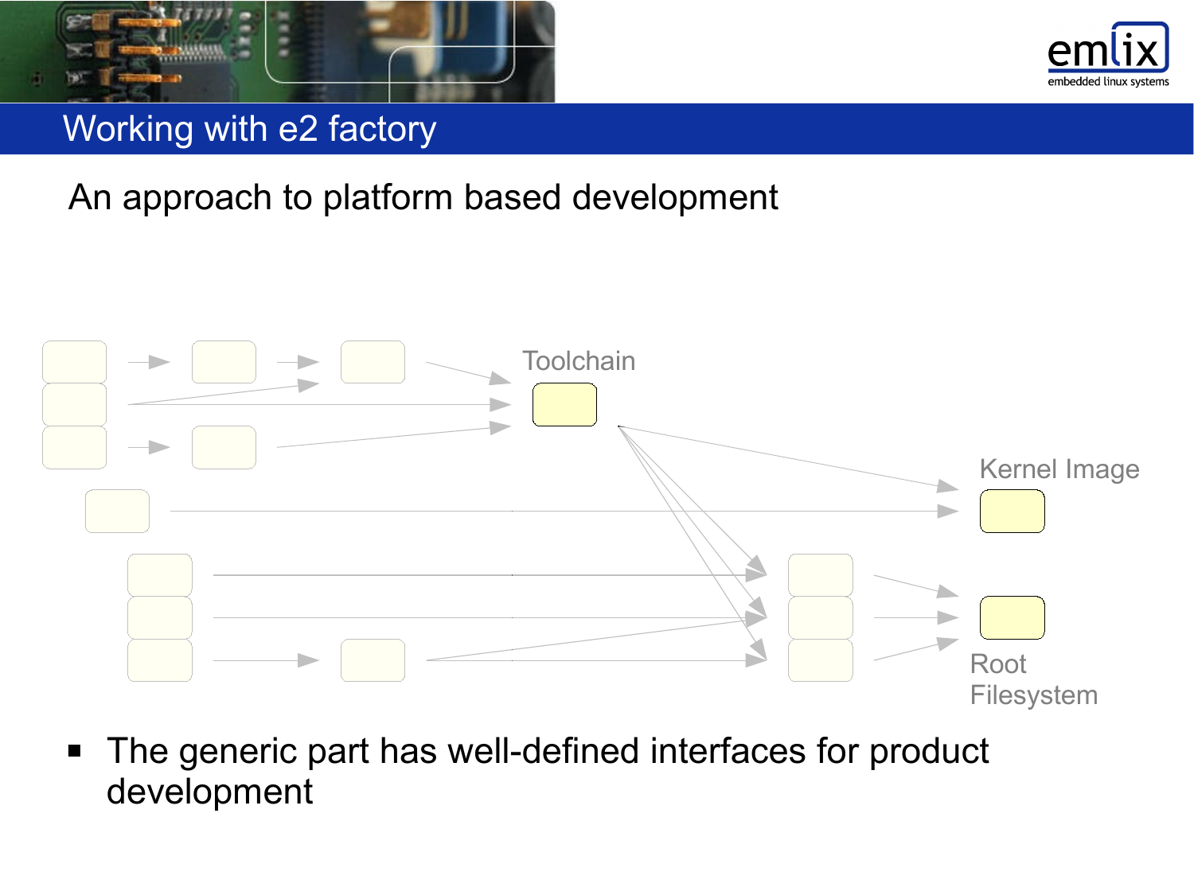# Working with e2 factory

An approach to platform based development

Toolchain

Kernel Image

Root Filesystem

- The generic part has well-defined interfaces for product development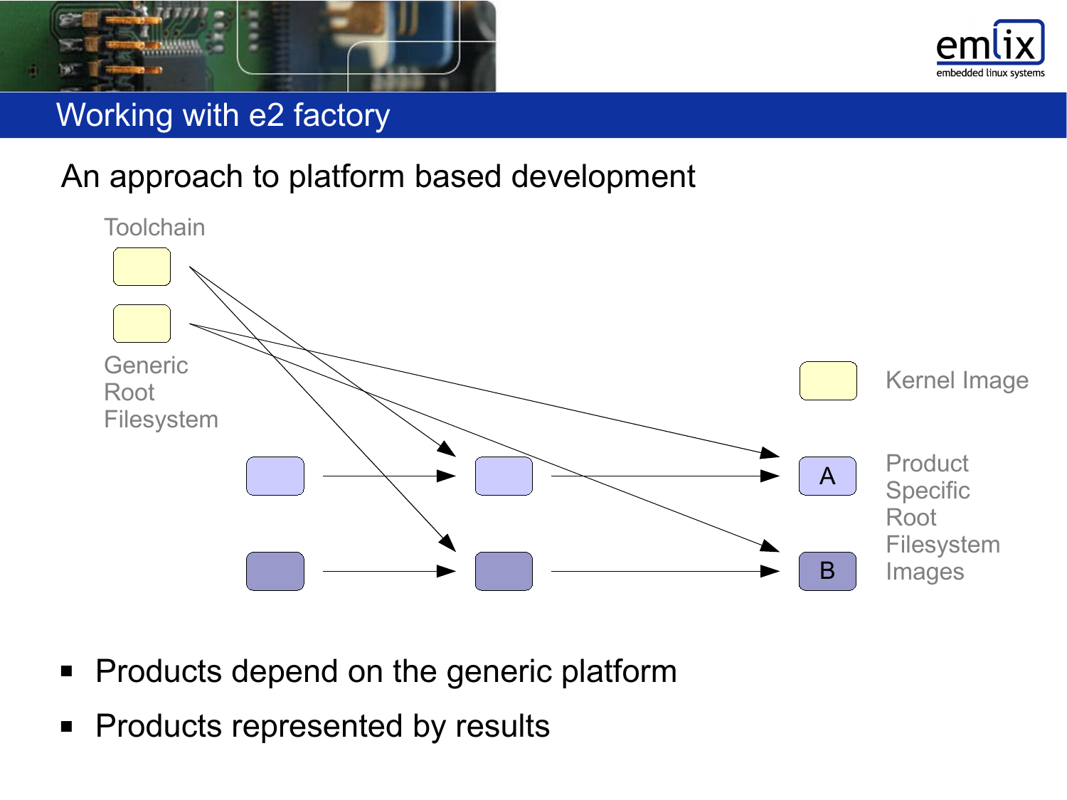## Working with e2 factory

### An approach to platform based development

Toolchain

Generic Root Filesystem

Kernel Image

A

B

Product Specific Root Filesystem Images

- Products depend on the generic platform
- Products represented by results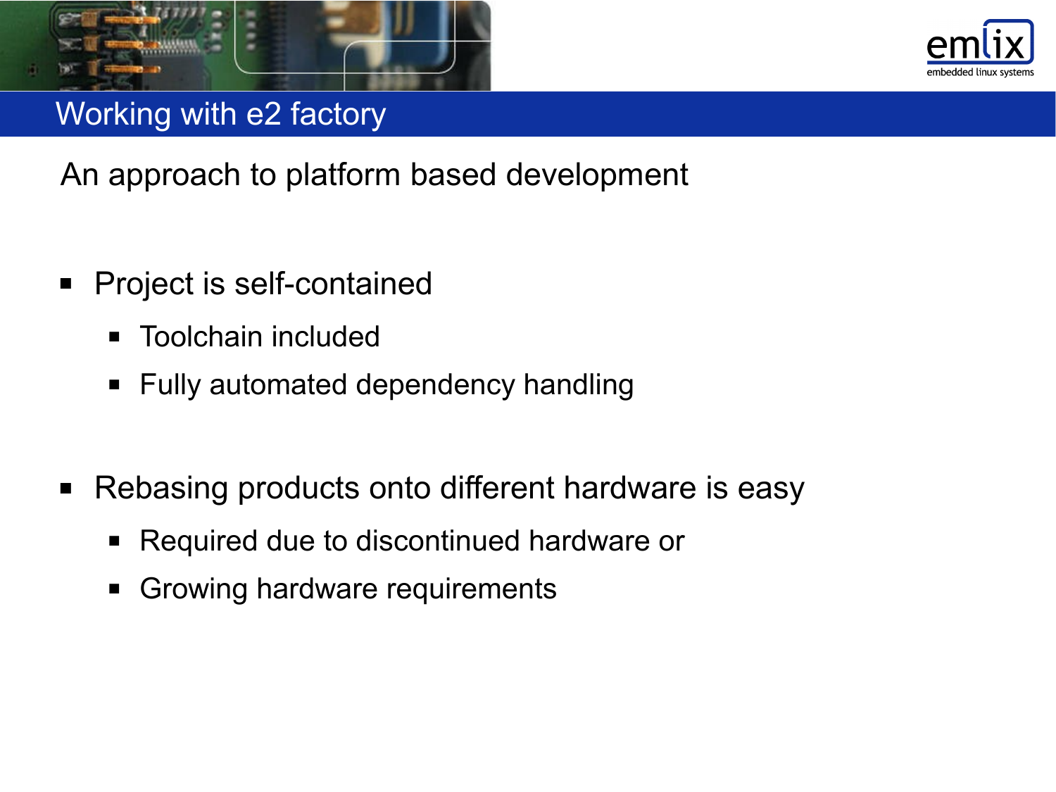# Working with e2 factory

An approach to platform based development

- Project is self-contained
  - Toolchain included
  - Fully automated dependency handling
- Rebasing products onto different hardware is easy
  - Required due to discontinued hardware or
  - Growing hardware requirements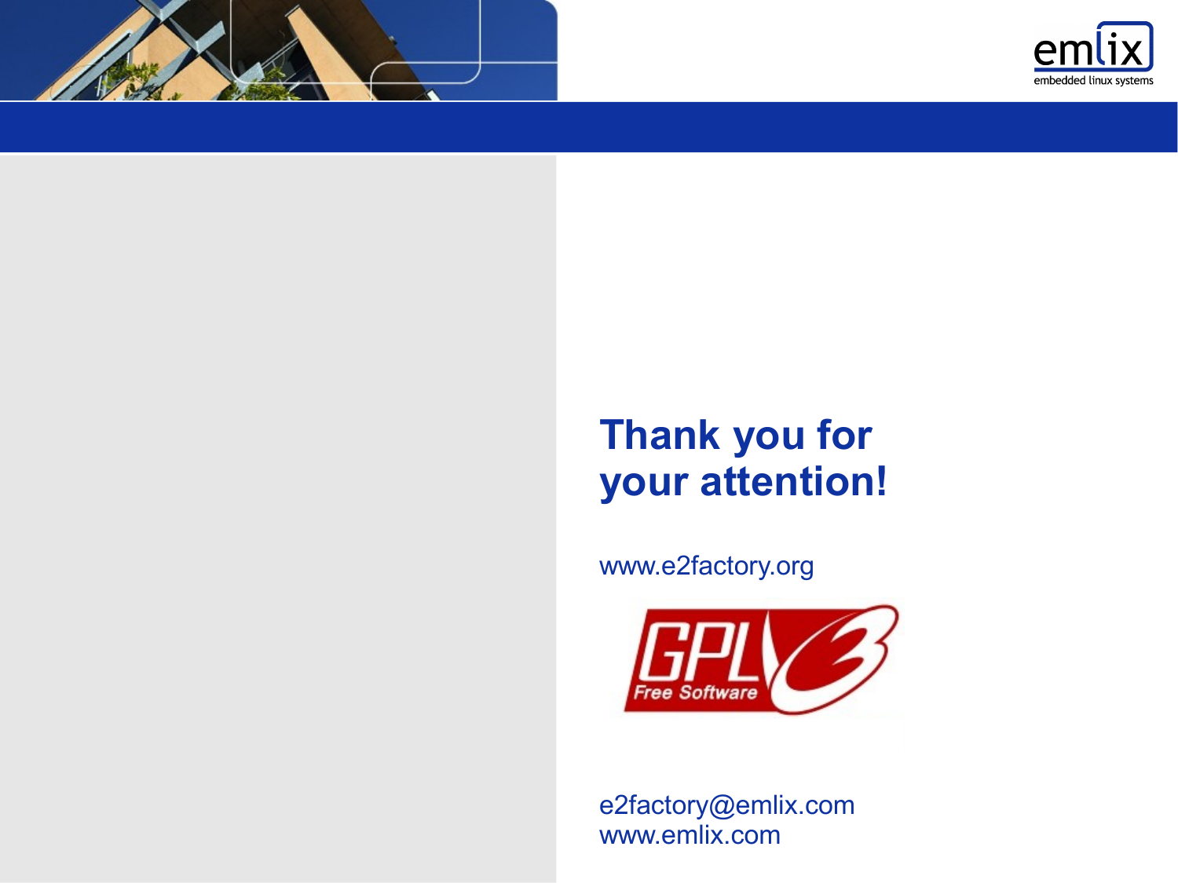# Thank you for your attention!

www.e2factory.org

e2factory@emlix.com
www.emlix.com